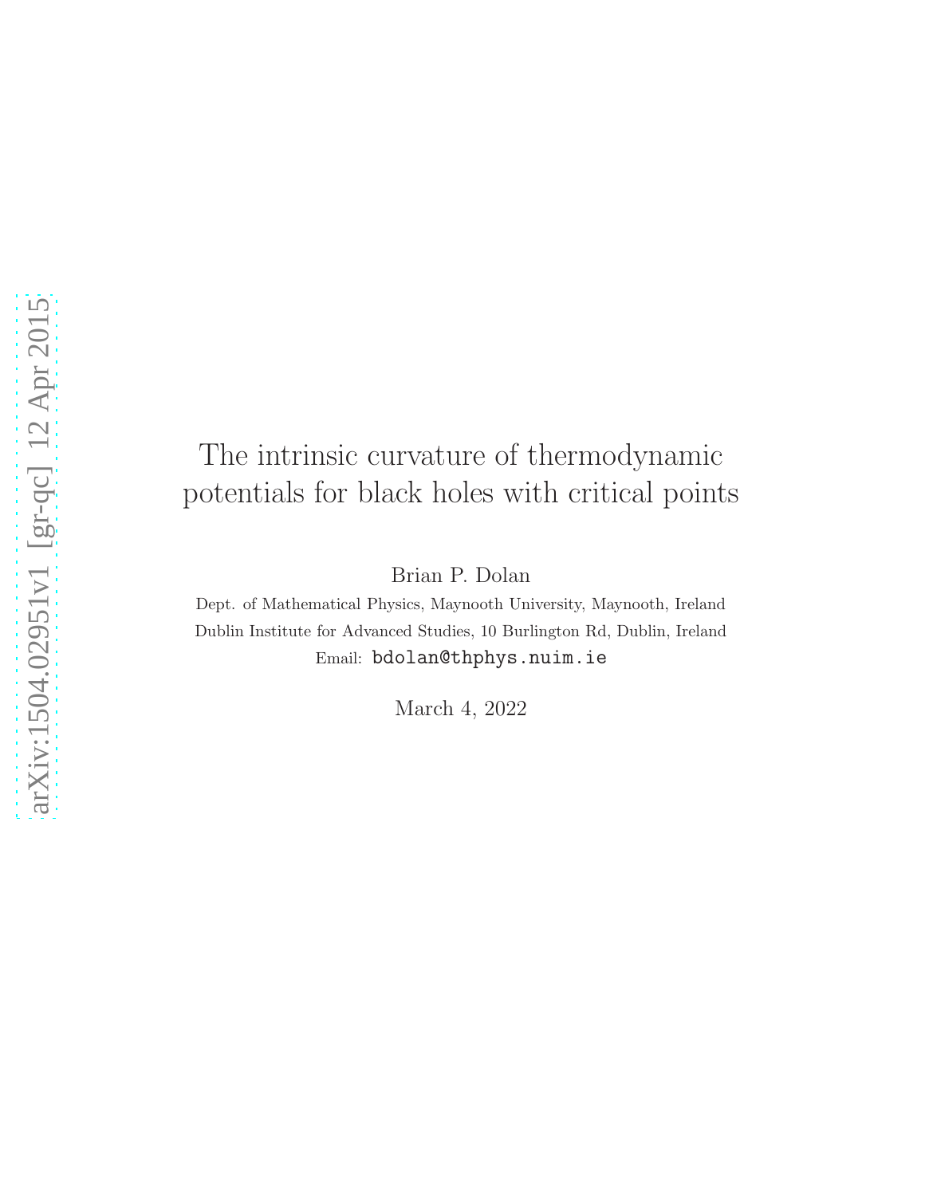# The intrinsic curvature of thermodynamic potentials for black holes with critical points

Brian P. Dolan

Dept. of Mathematical Physics, Maynooth University, Maynooth, Ireland

Dublin Institute for Advanced Studies, 10 Burlington Rd, Dublin, Ireland

Email: bdolan@thphys.nuim.ie

March 4, 2022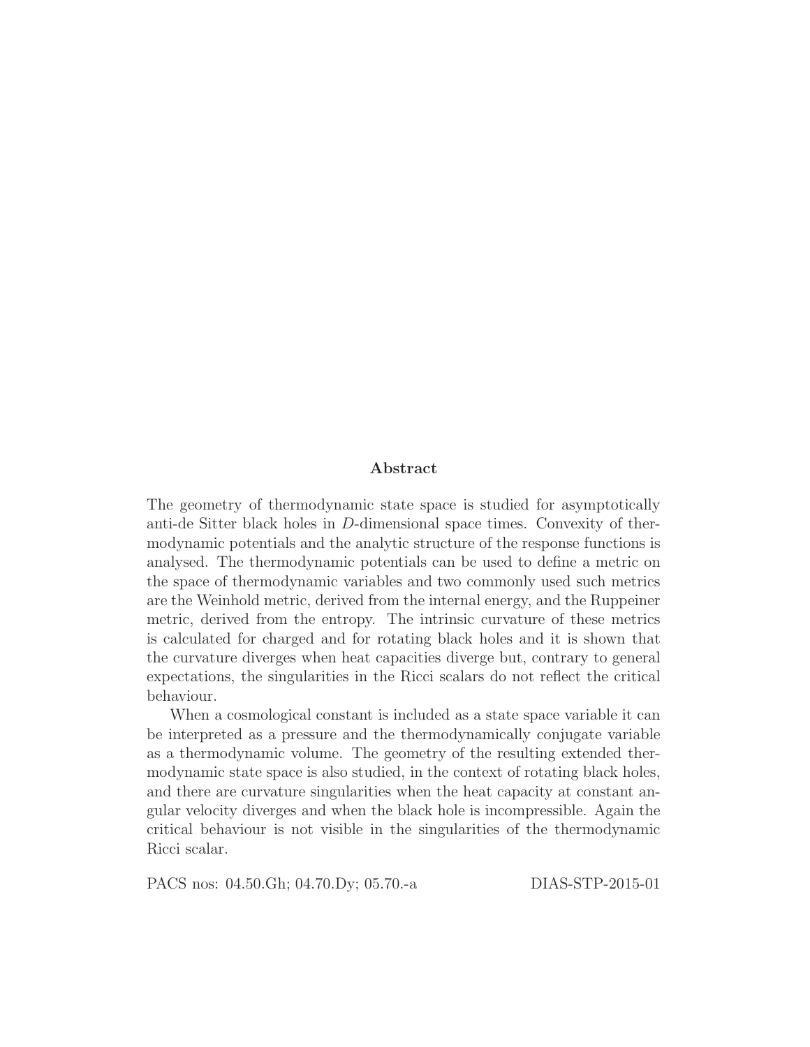## Abstract

The geometry of thermodynamic state space is studied for asymptotically anti-de Sitter black holes in $D$-dimensional space times. Convexity of thermodynamic potentials and the analytic structure of the response functions is analysed. The thermodynamic potentials can be used to define a metric on the space of thermodynamic variables and two commonly used such metrics are the Weinhold metric, derived from the internal energy, and the Ruppeiner metric, derived from the entropy. The intrinsic curvature of these metrics is calculated for charged and for rotating black holes and it is shown that the curvature diverges when heat capacities diverge but, contrary to general expectations, the singularities in the Ricci scalars do not reflect the critical behaviour.

When a cosmological constant is included as a state space variable it can be interpreted as a pressure and the thermodynamically conjugate variable as a thermodynamic volume. The geometry of the resulting extended thermodynamic state space is also studied, in the context of rotating black holes, and there are curvature singularities when the heat capacity at constant angular velocity diverges and when the black hole is incompressible. Again the critical behaviour is not visible in the singularities of the thermodynamic Ricci scalar.

PACS nos: 04.50.Gh; 04.70.Dy; 05.70.-a DIAS-STP-2015-01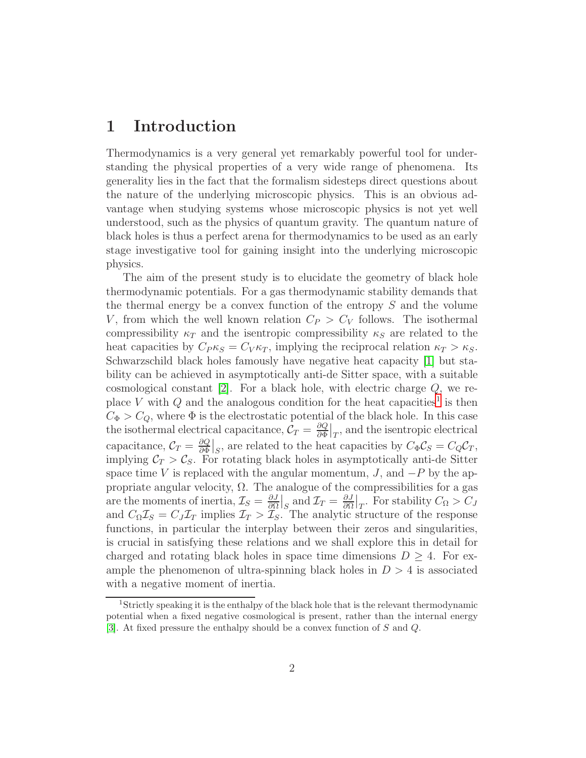# 1 Introduction

Thermodynamics is a very general yet remarkably powerful tool for understanding the physical properties of a very wide range of phenomena. Its generality lies in the fact that the formalism sidesteps direct questions about the nature of the underlying microscopic physics. This is an obvious advantage when studying systems whose microscopic physics is not yet well understood, such as the physics of quantum gravity. The quantum nature of black holes is thus a perfect arena for thermodynamics to be used as an early stage investigative tool for gaining insight into the underlying microscopic physics.

The aim of the present study is to elucidate the geometry of black hole thermodynamic potentials. For a gas thermodynamic stability demands that the thermal energy be a convex function of the entropy $S$ and the volume $V$, from which the well known relation $C_P > C_V$ follows. The isothermal compressibility $\kappa_T$ and the isentropic compressibility $\kappa_S$ are related to the heat capacities by $C_P \kappa_S = C_V \kappa_T$, implying the reciprocal relation $\kappa_T > \kappa_S$. Schwarzschild black holes famously have negative heat capacity [1] but stability can be achieved in asymptotically anti-de Sitter space, with a suitable cosmological constant [2]. For a black hole, with electric charge $Q$, we replace $V$ with $Q$ and the analogous condition for the heat capacities[1] is then $C_\Phi > C_Q$, where $\Phi$ is the electrostatic potential of the black hole. In this case the isothermal electrical capacitance, $\mathcal{C}_T = \frac{\partial Q}{\partial \Phi}\big|_T$, and the isentropic electrical capacitance, $\mathcal{C}_T = \frac{\partial Q}{\partial \Phi}\big|_S$, are related to the heat capacities by $C_\Phi \mathcal{C}_S = C_Q \mathcal{C}_T$, implying $\mathcal{C}_T > \mathcal{C}_S$. For rotating black holes in asymptotically anti-de Sitter space time $V$ is replaced with the angular momentum, $J$, and $-P$ by the appropriate angular velocity, $\Omega$. The analogue of the compressibilities for a gas are the moments of inertia, $\mathcal{I}_S = \frac{\partial J}{\partial \Omega}\big|_S$ and $\mathcal{I}_T = \frac{\partial J}{\partial \Omega}\big|_T$. For stability $C_\Omega > C_J$ and $C_\Omega \mathcal{I}_S = C_J \mathcal{I}_T$ implies $\mathcal{I}_T > \mathcal{I}_S$. The analytic structure of the response functions, in particular the interplay between their zeros and singularities, is crucial in satisfying these relations and we shall explore this in detail for charged and rotating black holes in space time dimensions $D \geq 4$. For example the phenomenon of ultra-spinning black holes in $D > 4$ is associated with a negative moment of inertia.

[1] Strictly speaking it is the enthalpy of the black hole that is the relevant thermodynamic potential when a fixed negative cosmological is present, rather than the internal energy [3]. At fixed pressure the enthalpy should be a convex function of $S$ and $Q$.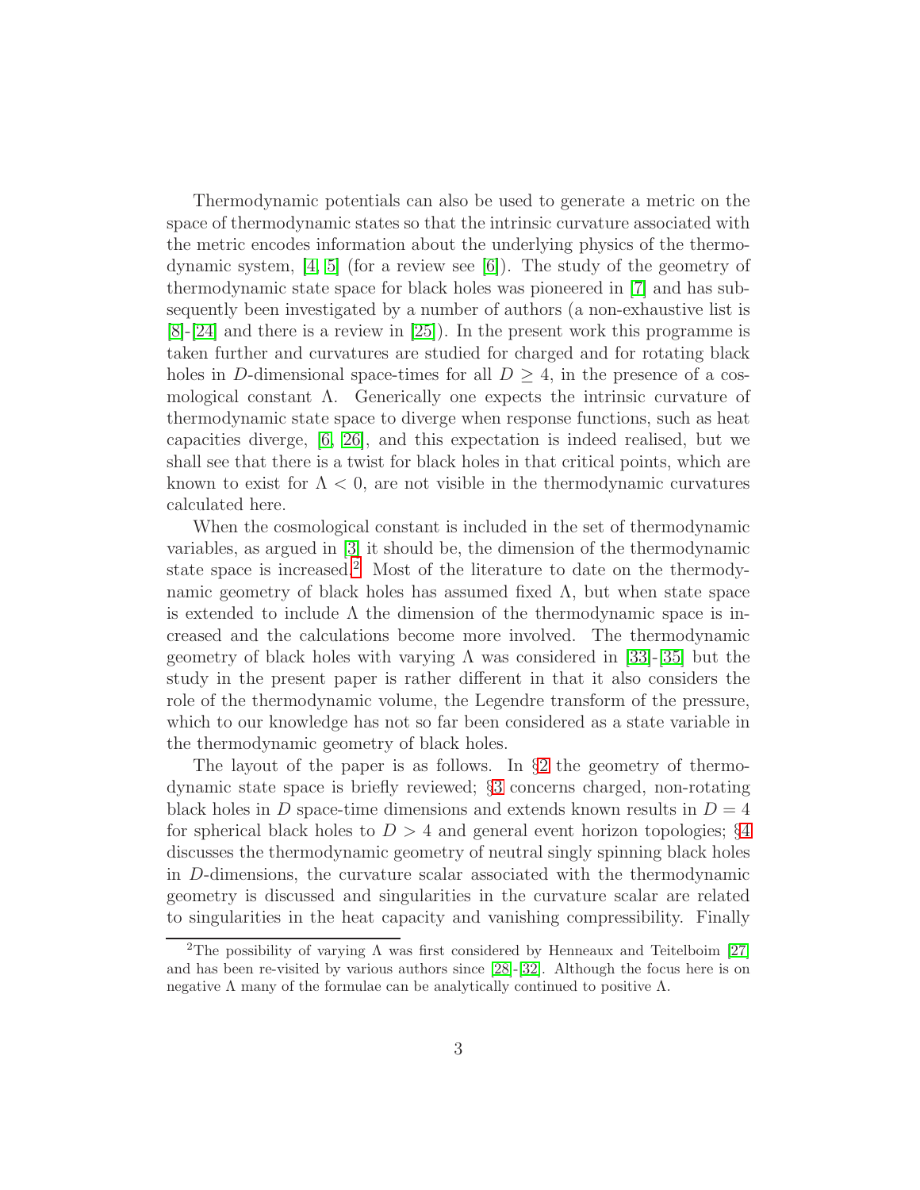Thermodynamic potentials can also be used to generate a metric on the space of thermodynamic states so that the intrinsic curvature associated with the metric encodes information about the underlying physics of the thermodynamic system, [4, 5] (for a review see [6]). The study of the geometry of thermodynamic state space for black holes was pioneered in [7] and has subsequently been investigated by a number of authors (a non-exhaustive list is [8]-[24] and there is a review in [25]). In the present work this programme is taken further and curvatures are studied for charged and for rotating black holes in $D$-dimensional space-times for all $D \geq 4$, in the presence of a cosmological constant $\Lambda$. Generically one expects the intrinsic curvature of thermodynamic state space to diverge when response functions, such as heat capacities diverge, [6, 26], and this expectation is indeed realised, but we shall see that there is a twist for black holes in that critical points, which are known to exist for $\Lambda < 0$, are not visible in the thermodynamic curvatures calculated here.

When the cosmological constant is included in the set of thermodynamic variables, as argued in [3] it should be, the dimension of the thermodynamic state space is increased.[2] Most of the literature to date on the thermodynamic geometry of black holes has assumed fixed $\Lambda$, but when state space is extended to include $\Lambda$ the dimension of the thermodynamic space is increased and the calculations become more involved. The thermodynamic geometry of black holes with varying $\Lambda$ was considered in [33]-[35] but the study in the present paper is rather different in that it also considers the role of the thermodynamic volume, the Legendre transform of the pressure, which to our knowledge has not so far been considered as a state variable in the thermodynamic geometry of black holes.

The layout of the paper is as follows. In §2 the geometry of thermodynamic state space is briefly reviewed; §3 concerns charged, non-rotating black holes in $D$ space-time dimensions and extends known results in $D = 4$ for spherical black holes to $D > 4$ and general event horizon topologies; §4 discusses the thermodynamic geometry of neutral singly spinning black holes in $D$-dimensions, the curvature scalar associated with the thermodynamic geometry is discussed and singularities in the curvature scalar are related to singularities in the heat capacity and vanishing compressibility. Finally

[2] The possibility of varying $\Lambda$ was first considered by Henneaux and Teitelboim [27] and has been re-visited by various authors since [28]-[32]. Although the focus here is on negative $\Lambda$ many of the formulae can be analytically continued to positive $\Lambda$.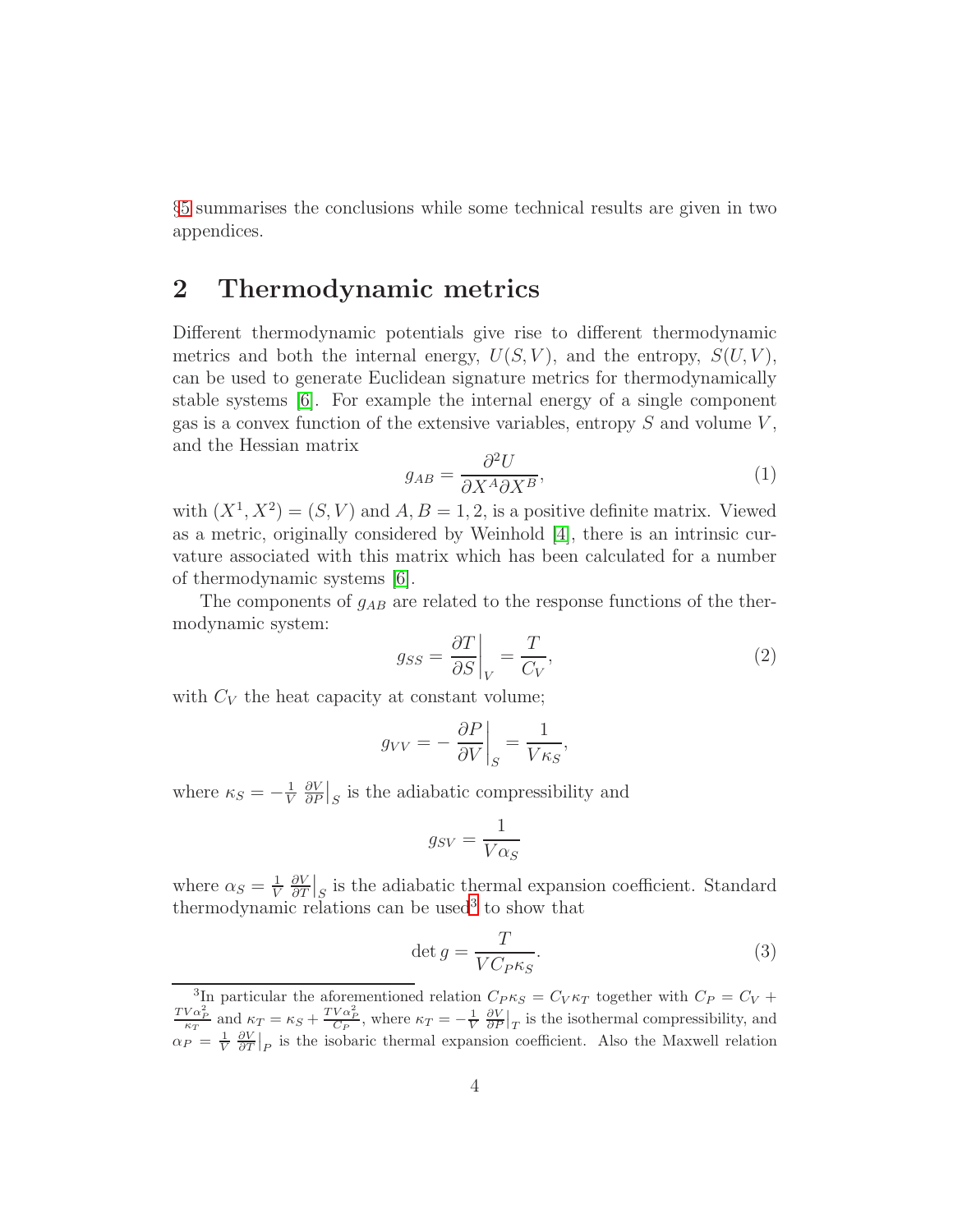§5 summarises the conclusions while some technical results are given in two appendices.

## 2 Thermodynamic metrics

Different thermodynamic potentials give rise to different thermodynamic metrics and both the internal energy, $U(S,V)$, and the entropy, $S(U,V)$, can be used to generate Euclidean signature metrics for thermodynamically stable systems [6]. For example the internal energy of a single component gas is a convex function of the extensive variables, entropy $S$ and volume $V$, and the Hessian matrix

$$g_{AB} = \frac{\partial^2 U}{\partial X^A \partial X^B}, \tag{1}$$

with $(X^1, X^2) = (S, V)$ and $A, B = 1, 2$, is a positive definite matrix. Viewed as a metric, originally considered by Weinhold [4], there is an intrinsic curvature associated with this matrix which has been calculated for a number of thermodynamic systems [6].

The components of $g_{AB}$ are related to the response functions of the thermodynamic system:

$$g_{SS} = \left.\frac{\partial T}{\partial S}\right|_V = \frac{T}{C_V}, \tag{2}$$

with $C_V$ the heat capacity at constant volume;

$$g_{VV} = -\left.\frac{\partial P}{\partial V}\right|_S = \frac{1}{V\kappa_S},$$

where $\kappa_S = -\frac{1}{V}\left.\frac{\partial V}{\partial P}\right|_S$ is the adiabatic compressibility and

$$g_{SV} = \frac{1}{V\alpha_S}$$

where $\alpha_S = \frac{1}{V}\left.\frac{\partial V}{\partial T}\right|_S$ is the adiabatic thermal expansion coefficient. Standard thermodynamic relations can be used[3] to show that

$$\det g = \frac{T}{VC_P\kappa_S}. \tag{3}$$

[3] In particular the aforementioned relation $C_P\kappa_S = C_V\kappa_T$ together with $C_P = C_V + \frac{TV\alpha_P^2}{\kappa_T}$ and $\kappa_T = \kappa_S + \frac{TV\alpha_P^2}{C_P}$, where $\kappa_T = -\frac{1}{V}\left.\frac{\partial V}{\partial P}\right|_T$ is the isothermal compressibility, and $\alpha_P = \frac{1}{V}\left.\frac{\partial V}{\partial T}\right|_P$ is the isobaric thermal expansion coefficient. Also the Maxwell relation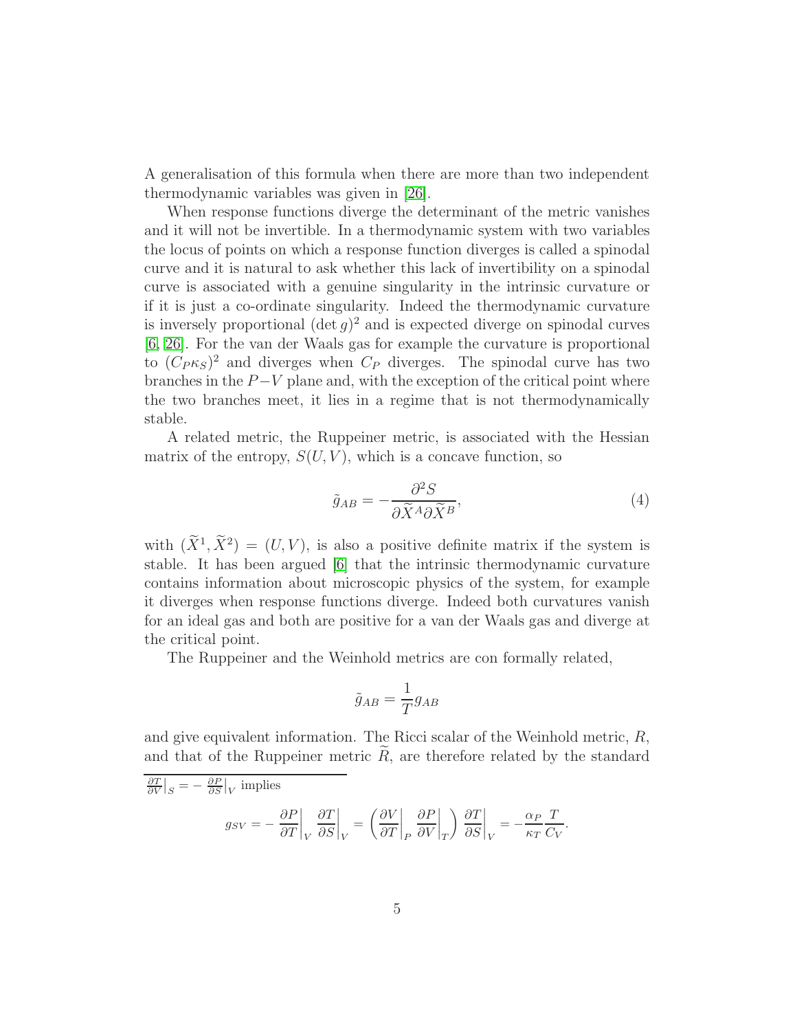A generalisation of this formula when there are more than two independent thermodynamic variables was given in [26].

When response functions diverge the determinant of the metric vanishes and it will not be invertible. In a thermodynamic system with two variables the locus of points on which a response function diverges is called a spinodal curve and it is natural to ask whether this lack of invertibility on a spinodal curve is associated with a genuine singularity in the intrinsic curvature or if it is just a co-ordinate singularity. Indeed the thermodynamic curvature is inversely proportional $(\det g)^2$ and is expected diverge on spinodal curves [6, 26]. For the van der Waals gas for example the curvature is proportional to $(C_P \kappa_S)^2$ and diverges when $C_P$ diverges. The spinodal curve has two branches in the $P-V$ plane and, with the exception of the critical point where the two branches meet, it lies in a regime that is not thermodynamically stable.

A related metric, the Ruppeiner metric, is associated with the Hessian matrix of the entropy, $S(U,V)$, which is a concave function, so

$$\tilde{g}_{AB} = -\frac{\partial^2 S}{\partial \widetilde{X}^A \partial \widetilde{X}^B}, \tag{4}$$

with $(\widetilde{X}^1, \widetilde{X}^2) = (U, V)$, is also a positive definite matrix if the system is stable. It has been argued [6] that the intrinsic thermodynamic curvature contains information about microscopic physics of the system, for example it diverges when response functions diverge. Indeed both curvatures vanish for an ideal gas and both are positive for a van der Waals gas and diverge at the critical point.

The Ruppeiner and the Weinhold metrics are con formally related,

$$\tilde{g}_{AB} = \frac{1}{T} g_{AB}$$

and give equivalent information. The Ricci scalar of the Weinhold metric, $R$, and that of the Ruppeiner metric $\widetilde{R}$, are therefore related by the standard

---

$\frac{\partial T}{\partial V}\big|_S = -\frac{\partial P}{\partial S}\big|_V$ implies

$$g_{SV} = -\left.\frac{\partial P}{\partial T}\right|_V \left.\frac{\partial T}{\partial S}\right|_V = \left( \left.\frac{\partial V}{\partial T}\right|_P \left.\frac{\partial P}{\partial V}\right|_T \right) \left.\frac{\partial T}{\partial S}\right|_V = -\frac{\alpha_P}{\kappa_T} \frac{T}{C_V}.$$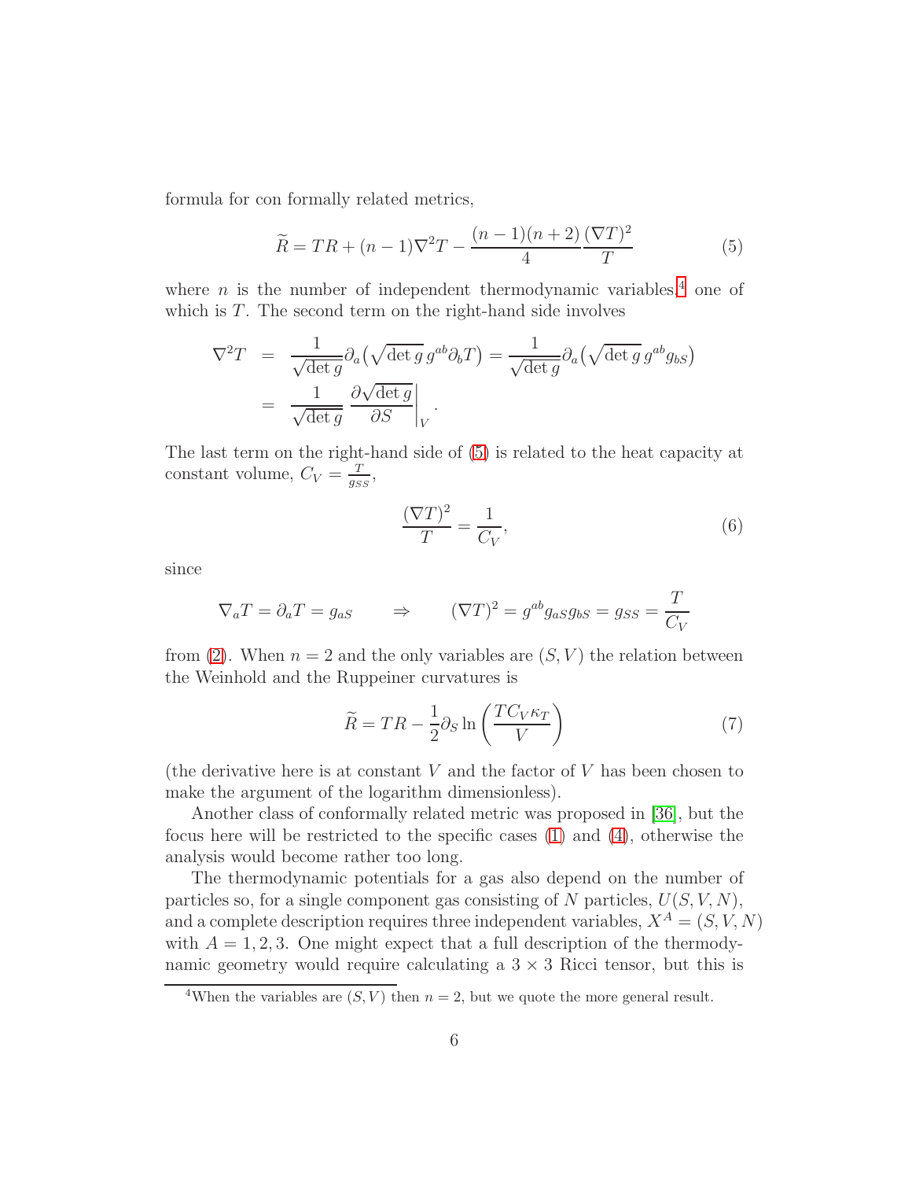formula for con formally related metrics,

$$\widetilde{R} = TR + (n-1)\nabla^2 T - \frac{(n-1)(n+2)}{4}\frac{(\nabla T)^2}{T} \tag{5}$$

where $n$ is the number of independent thermodynamic variables,[4] one of which is $T$. The second term on the right-hand side involves

$$\begin{aligned}\nabla^2 T &= \frac{1}{\sqrt{\det g}}\partial_a\big(\sqrt{\det g}\, g^{ab}\partial_b T\big) = \frac{1}{\sqrt{\det g}}\partial_a\big(\sqrt{\det g}\, g^{ab} g_{bS}\big) \\ &= \frac{1}{\sqrt{\det g}}\left.\frac{\partial\sqrt{\det g}}{\partial S}\right|_V .\end{aligned}$$

The last term on the right-hand side of (5) is related to the heat capacity at constant volume, $C_V = \frac{T}{g_{SS}}$,

$$\frac{(\nabla T)^2}{T} = \frac{1}{C_V}, \tag{6}$$

since

$$\nabla_a T = \partial_a T = g_{aS} \qquad \Rightarrow \qquad (\nabla T)^2 = g^{ab} g_{aS} g_{bS} = g_{SS} = \frac{T}{C_V}$$

from (2). When $n = 2$ and the only variables are $(S, V)$ the relation between the Weinhold and the Ruppeiner curvatures is

$$\widetilde{R} = TR - \frac{1}{2}\partial_S \ln\left(\frac{T C_V \kappa_T}{V}\right) \tag{7}$$

(the derivative here is at constant $V$ and the factor of $V$ has been chosen to make the argument of the logarithm dimensionless).

Another class of conformally related metric was proposed in [36], but the focus here will be restricted to the specific cases (1) and (4), otherwise the analysis would become rather too long.

The thermodynamic potentials for a gas also depend on the number of particles so, for a single component gas consisting of $N$ particles, $U(S, V, N)$, and a complete description requires three independent variables, $X^A = (S, V, N)$ with $A = 1, 2, 3$. One might expect that a full description of the thermodynamic geometry would require calculating a $3 \times 3$ Ricci tensor, but this is

[4] When the variables are $(S, V)$ then $n = 2$, but we quote the more general result.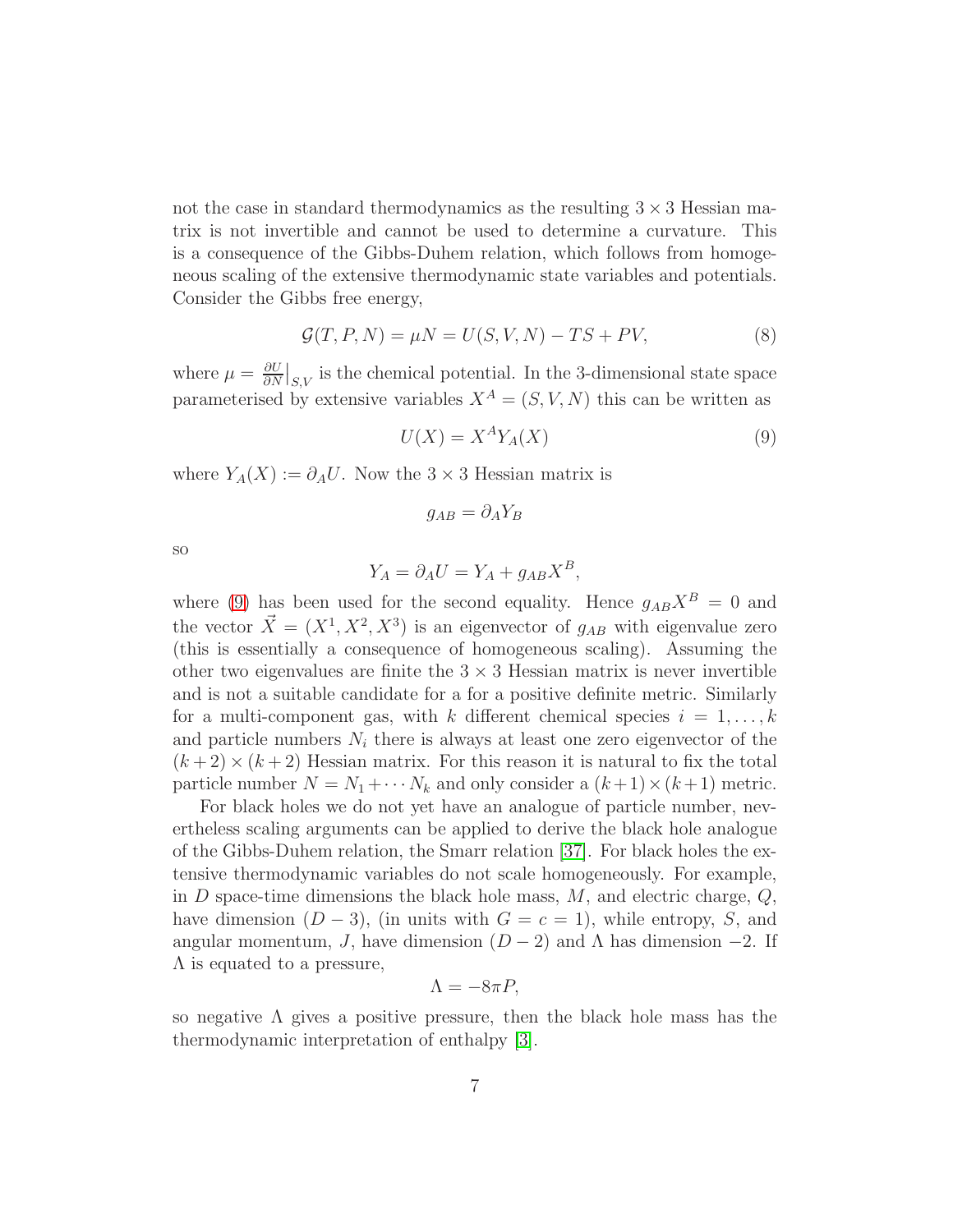not the case in standard thermodynamics as the resulting $3 \times 3$ Hessian matrix is not invertible and cannot be used to determine a curvature. This is a consequence of the Gibbs-Duhem relation, which follows from homogeneous scaling of the extensive thermodynamic state variables and potentials. Consider the Gibbs free energy,

$$\mathcal{G}(T, P, N) = \mu N = U(S, V, N) - TS + PV, \tag{8}$$

where $\mu = \frac{\partial U}{\partial N}\big|_{S,V}$ is the chemical potential. In the 3-dimensional state space parameterised by extensive variables $X^A = (S, V, N)$ this can be written as

$$U(X) = X^A Y_A(X) \tag{9}$$

where $Y_A(X) := \partial_A U$. Now the $3 \times 3$ Hessian matrix is

$$g_{AB} = \partial_A Y_B$$

so

$$Y_A = \partial_A U = Y_A + g_{AB} X^B,$$

where (9) has been used for the second equality. Hence $g_{AB}X^B = 0$ and the vector $\vec{X} = (X^1, X^2, X^3)$ is an eigenvector of $g_{AB}$ with eigenvalue zero (this is essentially a consequence of homogeneous scaling). Assuming the other two eigenvalues are finite the $3 \times 3$ Hessian matrix is never invertible and is not a suitable candidate for a for a positive definite metric. Similarly for a multi-component gas, with $k$ different chemical species $i = 1, \ldots, k$ and particle numbers $N_i$ there is always at least one zero eigenvector of the $(k+2) \times (k+2)$ Hessian matrix. For this reason it is natural to fix the total particle number $N = N_1 + \cdots N_k$ and only consider a $(k+1) \times (k+1)$ metric.

For black holes we do not yet have an analogue of particle number, nevertheless scaling arguments can be applied to derive the black hole analogue of the Gibbs-Duhem relation, the Smarr relation [37]. For black holes the extensive thermodynamic variables do not scale homogeneously. For example, in $D$ space-time dimensions the black hole mass, $M$, and electric charge, $Q$, have dimension $(D-3)$, (in units with $G = c = 1$), while entropy, $S$, and angular momentum, $J$, have dimension $(D-2)$ and $\Lambda$ has dimension $-2$. If $\Lambda$ is equated to a pressure,

$$\Lambda = -8\pi P,$$

so negative $\Lambda$ gives a positive pressure, then the black hole mass has the thermodynamic interpretation of enthalpy [3].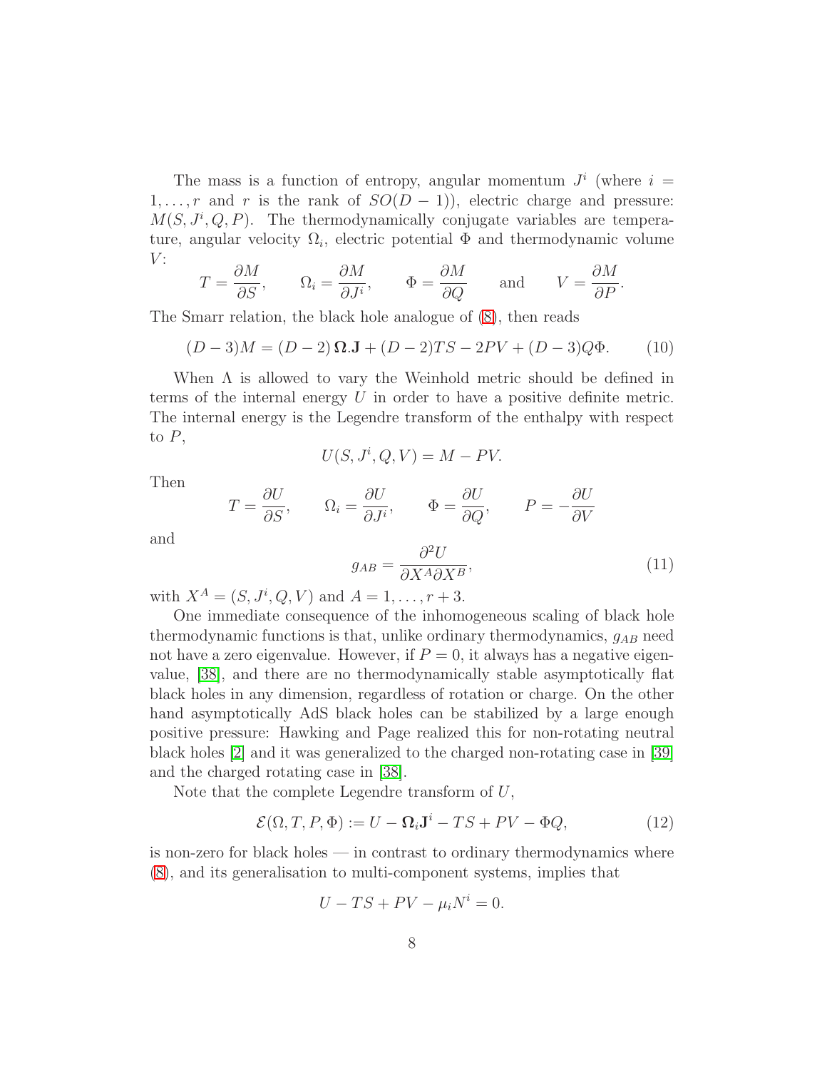The mass is a function of entropy, angular momentum $J^i$ (where $i = 1, \ldots, r$ and $r$ is the rank of $SO(D-1)$), electric charge and pressure: $M(S, J^i, Q, P)$. The thermodynamically conjugate variables are temperature, angular velocity $\Omega_i$, electric potential $\Phi$ and thermodynamic volume $V$:

$$T = \frac{\partial M}{\partial S}, \qquad \Omega_i = \frac{\partial M}{\partial J^i}, \qquad \Phi = \frac{\partial M}{\partial Q} \qquad \text{and} \qquad V = \frac{\partial M}{\partial P}.$$

The Smarr relation, the black hole analogue of (8), then reads

$$(D-3)M = (D-2)\,\boldsymbol{\Omega}.\mathbf{J} + (D-2)TS - 2PV + (D-3)Q\Phi. \tag{10}$$

When $\Lambda$ is allowed to vary the Weinhold metric should be defined in terms of the internal energy $U$ in order to have a positive definite metric. The internal energy is the Legendre transform of the enthalpy with respect to $P$,

$$U(S, J^i, Q, V) = M - PV.$$

Then

$$T = \frac{\partial U}{\partial S}, \qquad \Omega_i = \frac{\partial U}{\partial J^i}, \qquad \Phi = \frac{\partial U}{\partial Q}, \qquad P = -\frac{\partial U}{\partial V}$$

and

$$g_{AB} = \frac{\partial^2 U}{\partial X^A \partial X^B}, \tag{11}$$

with $X^A = (S, J^i, Q, V)$ and $A = 1, \ldots, r+3$.

One immediate consequence of the inhomogeneous scaling of black hole thermodynamic functions is that, unlike ordinary thermodynamics, $g_{AB}$ need not have a zero eigenvalue. However, if $P = 0$, it always has a negative eigenvalue, [38], and there are no thermodynamically stable asymptotically flat black holes in any dimension, regardless of rotation or charge. On the other hand asymptotically AdS black holes can be stabilized by a large enough positive pressure: Hawking and Page realized this for non-rotating neutral black holes [2] and it was generalized to the charged non-rotating case in [39] and the charged rotating case in [38].

Note that the complete Legendre transform of $U$,

$$\mathcal{E}(\Omega, T, P, \Phi) := U - \boldsymbol{\Omega}_i \mathbf{J}^i - TS + PV - \Phi Q, \tag{12}$$

is non-zero for black holes — in contrast to ordinary thermodynamics where (8), and its generalisation to multi-component systems, implies that

$$U - TS + PV - \mu_i N^i = 0.$$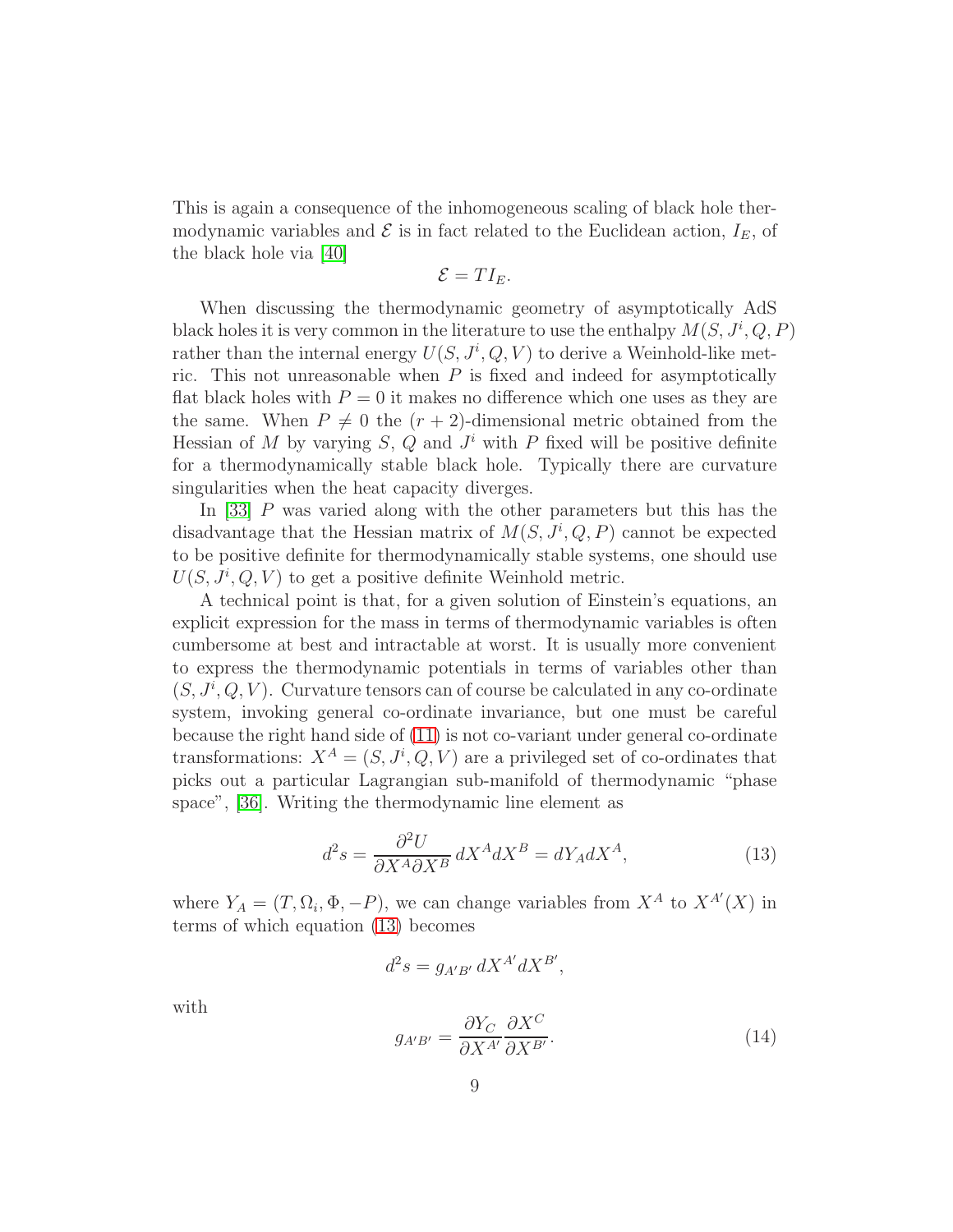This is again a consequence of the inhomogeneous scaling of black hole thermodynamic variables and $\mathcal{E}$ is in fact related to the Euclidean action, $I_E$, of the black hole via [40]

$$\mathcal{E} = T I_E.$$

When discussing the thermodynamic geometry of asymptotically AdS black holes it is very common in the literature to use the enthalpy $M(S, J^i, Q, P)$ rather than the internal energy $U(S, J^i, Q, V)$ to derive a Weinhold-like metric. This not unreasonable when $P$ is fixed and indeed for asymptotically flat black holes with $P = 0$ it makes no difference which one uses as they are the same. When $P \neq 0$ the $(r+2)$-dimensional metric obtained from the Hessian of $M$ by varying $S$, $Q$ and $J^i$ with $P$ fixed will be positive definite for a thermodynamically stable black hole. Typically there are curvature singularities when the heat capacity diverges.

In [33] $P$ was varied along with the other parameters but this has the disadvantage that the Hessian matrix of $M(S, J^i, Q, P)$ cannot be expected to be positive definite for thermodynamically stable systems, one should use $U(S, J^i, Q, V)$ to get a positive definite Weinhold metric.

A technical point is that, for a given solution of Einstein's equations, an explicit expression for the mass in terms of thermodynamic variables is often cumbersome at best and intractable at worst. It is usually more convenient to express the thermodynamic potentials in terms of variables other than $(S, J^i, Q, V)$. Curvature tensors can of course be calculated in any co-ordinate system, invoking general co-ordinate invariance, but one must be careful because the right hand side of (11) is not co-variant under general co-ordinate transformations: $X^A = (S, J^i, Q, V)$ are a privileged set of co-ordinates that picks out a particular Lagrangian sub-manifold of thermodynamic "phase space", [36]. Writing the thermodynamic line element as

$$d^2 s = \frac{\partial^2 U}{\partial X^A \partial X^B} \, dX^A dX^B = dY_A dX^A, \tag{13}$$

where $Y_A = (T, \Omega_i, \Phi, -P)$, we can change variables from $X^A$ to $X^{A'}(X)$ in terms of which equation (13) becomes

$$d^2 s = g_{A'B'} \, dX^{A'} dX^{B'},$$

with

$$g_{A'B'} = \frac{\partial Y_C}{\partial X^{A'}} \frac{\partial X^C}{\partial X^{B'}}. \tag{14}$$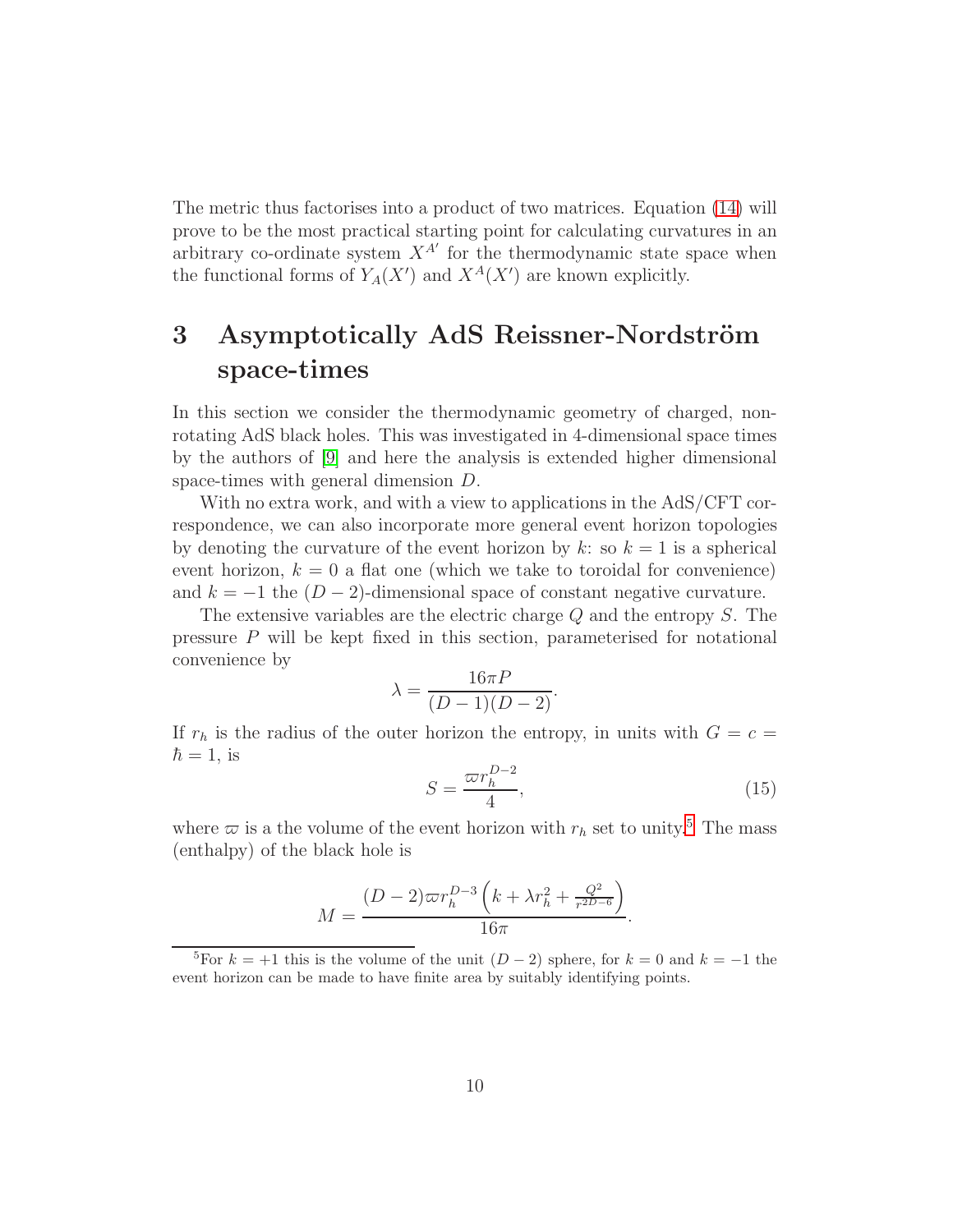The metric thus factorises into a product of two matrices. Equation (14) will prove to be the most practical starting point for calculating curvatures in an arbitrary co-ordinate system $X^{A'}$ for the thermodynamic state space when the functional forms of $Y_A(X')$ and $X^A(X')$ are known explicitly.

# 3 Asymptotically AdS Reissner-Nordström space-times

In this section we consider the thermodynamic geometry of charged, non-rotating AdS black holes. This was investigated in 4-dimensional space times by the authors of [9] and here the analysis is extended higher dimensional space-times with general dimension $D$.

With no extra work, and with a view to applications in the AdS/CFT correspondence, we can also incorporate more general event horizon topologies by denoting the curvature of the event horizon by $k$: so $k = 1$ is a spherical event horizon, $k = 0$ a flat one (which we take to toroidal for convenience) and $k = -1$ the $(D-2)$-dimensional space of constant negative curvature.

The extensive variables are the electric charge $Q$ and the entropy $S$. The pressure $P$ will be kept fixed in this section, parameterised for notational convenience by

$$\lambda = \frac{16\pi P}{(D-1)(D-2)}.$$

If $r_h$ is the radius of the outer horizon the entropy, in units with $G = c = \hbar = 1$, is

$$S = \frac{\varpi r_h^{D-2}}{4}, \tag{15}$$

where $\varpi$ is a the volume of the event horizon with $r_h$ set to unity.[5] The mass (enthalpy) of the black hole is

$$M = \frac{(D-2)\varpi r_h^{D-3}\left(k + \lambda r_h^2 + \frac{Q^2}{r^{2D-6}}\right)}{16\pi}.$$

[5] For $k = +1$ this is the volume of the unit $(D-2)$ sphere, for $k = 0$ and $k = -1$ the event horizon can be made to have finite area by suitably identifying points.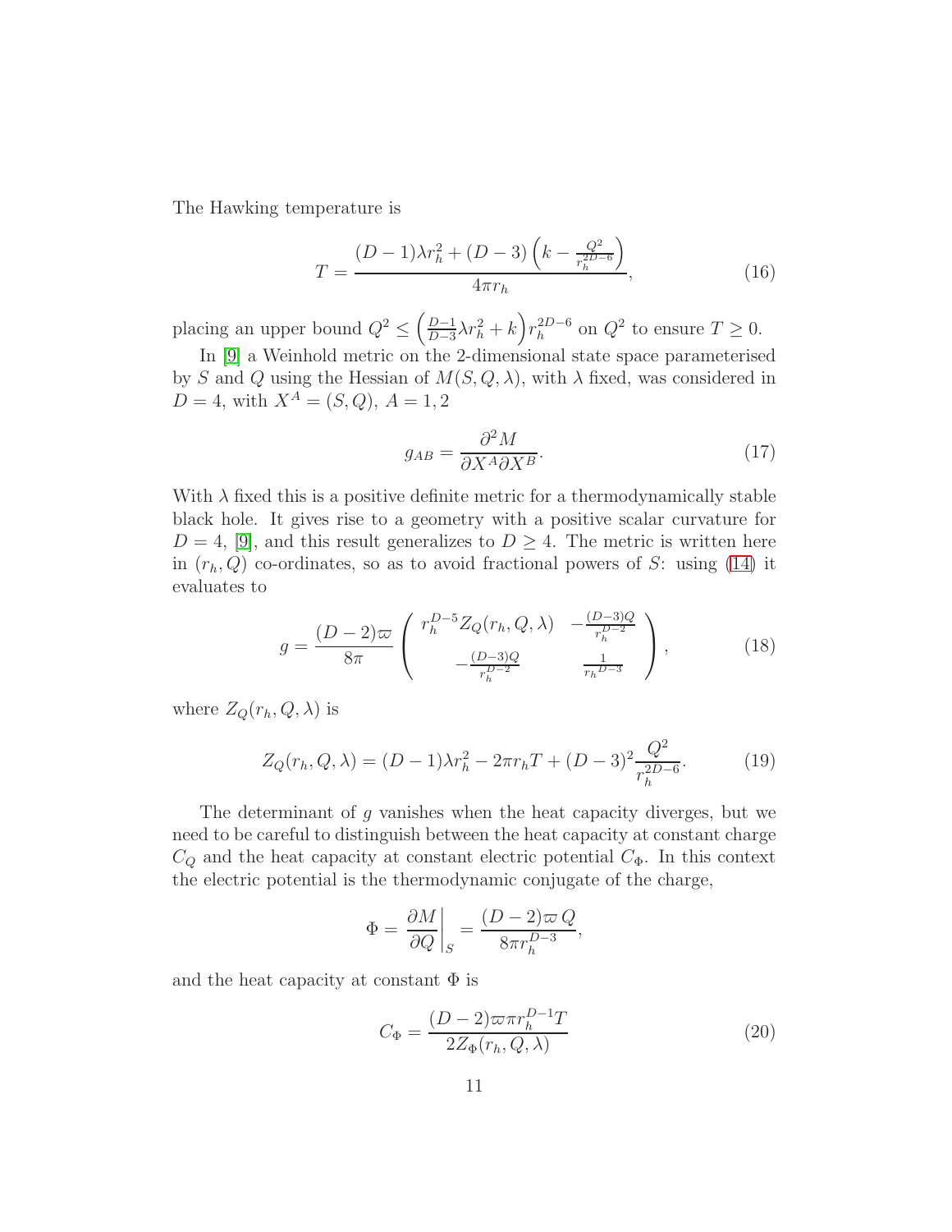The Hawking temperature is

$$T = \frac{(D-1)\lambda r_h^2 + (D-3)\left(k - \frac{Q^2}{r_h^{2D-6}}\right)}{4\pi r_h}, \tag{16}$$

placing an upper bound $Q^2 \leq \left(\frac{D-1}{D-3}\lambda r_h^2 + k\right) r_h^{2D-6}$ on $Q^2$ to ensure $T \geq 0$.

In [9] a Weinhold metric on the 2-dimensional state space parameterised by $S$ and $Q$ using the Hessian of $M(S, Q, \lambda)$, with $\lambda$ fixed, was considered in $D = 4$, with $X^A = (S, Q)$, $A = 1, 2$

$$g_{AB} = \frac{\partial^2 M}{\partial X^A \partial X^B}. \tag{17}$$

With $\lambda$ fixed this is a positive definite metric for a thermodynamically stable black hole. It gives rise to a geometry with a positive scalar curvature for $D = 4$, [9], and this result generalizes to $D \geq 4$. The metric is written here in $(r_h, Q)$ co-ordinates, so as to avoid fractional powers of $S$: using (14) it evaluates to

$$g = \frac{(D-2)\varpi}{8\pi} \begin{pmatrix} r_h^{D-5} Z_Q(r_h, Q, \lambda) & -\frac{(D-3)Q}{r_h^{D-2}} \\ -\frac{(D-3)Q}{r_h^{D-2}} & \frac{1}{r_h^{D-3}} \end{pmatrix}, \tag{18}$$

where $Z_Q(r_h, Q, \lambda)$ is

$$Z_Q(r_h, Q, \lambda) = (D-1)\lambda r_h^2 - 2\pi r_h T + (D-3)^2 \frac{Q^2}{r_h^{2D-6}}. \tag{19}$$

The determinant of $g$ vanishes when the heat capacity diverges, but we need to be careful to distinguish between the heat capacity at constant charge $C_Q$ and the heat capacity at constant electric potential $C_\Phi$. In this context the electric potential is the thermodynamic conjugate of the charge,

$$\Phi = \left.\frac{\partial M}{\partial Q}\right|_S = \frac{(D-2)\varpi\, Q}{8\pi r_h^{D-3}},$$

and the heat capacity at constant $\Phi$ is

$$C_\Phi = \frac{(D-2)\varpi \pi r_h^{D-1} T}{2 Z_\Phi(r_h, Q, \lambda)} \tag{20}$$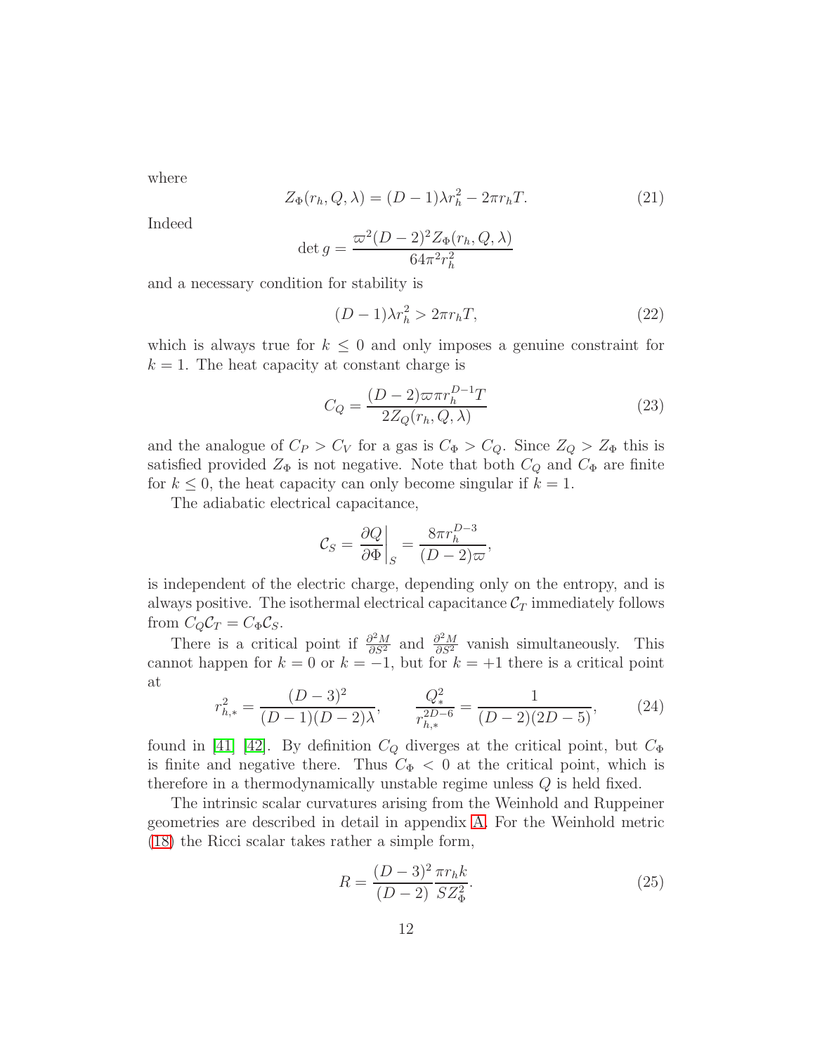where

$$Z_\Phi(r_h, Q, \lambda) = (D-1)\lambda r_h^2 - 2\pi r_h T. \tag{21}$$

Indeed

$$\det g = \frac{\varpi^2 (D-2)^2 Z_\Phi(r_h, Q, \lambda)}{64\pi^2 r_h^2}$$

and a necessary condition for stability is

$$(D-1)\lambda r_h^2 > 2\pi r_h T, \tag{22}$$

which is always true for $k \leq 0$ and only imposes a genuine constraint for $k = 1$. The heat capacity at constant charge is

$$C_Q = \frac{(D-2)\varpi \pi r_h^{D-1} T}{2 Z_Q(r_h, Q, \lambda)} \tag{23}$$

and the analogue of $C_P > C_V$ for a gas is $C_\Phi > C_Q$. Since $Z_Q > Z_\Phi$ this is satisfied provided $Z_\Phi$ is not negative. Note that both $C_Q$ and $C_\Phi$ are finite for $k \leq 0$, the heat capacity can only become singular if $k = 1$.

The adiabatic electrical capacitance,

$$\mathcal{C}_S = \left.\frac{\partial Q}{\partial \Phi}\right|_S = \frac{8\pi r_h^{D-3}}{(D-2)\varpi},$$

is independent of the electric charge, depending only on the entropy, and is always positive. The isothermal electrical capacitance $\mathcal{C}_T$ immediately follows from $C_Q \mathcal{C}_T = C_\Phi \mathcal{C}_S$.

There is a critical point if $\frac{\partial^2 M}{\partial S^2}$ and $\frac{\partial^2 M}{\partial S^2}$ vanish simultaneously. This cannot happen for $k = 0$ or $k = -1$, but for $k = +1$ there is a critical point at

$$r_{h,*}^2 = \frac{(D-3)^2}{(D-1)(D-2)\lambda}, \qquad \frac{Q_*^2}{r_{h,*}^{2D-6}} = \frac{1}{(D-2)(2D-5)}, \tag{24}$$

found in [41] [42]. By definition $C_Q$ diverges at the critical point, but $C_\Phi$ is finite and negative there. Thus $C_\Phi < 0$ at the critical point, which is therefore in a thermodynamically unstable regime unless $Q$ is held fixed.

The intrinsic scalar curvatures arising from the Weinhold and Ruppeiner geometries are described in detail in appendix A. For the Weinhold metric (18) the Ricci scalar takes rather a simple form,

$$R = \frac{(D-3)^2}{(D-2)} \frac{\pi r_h k}{S Z_\Phi^2}. \tag{25}$$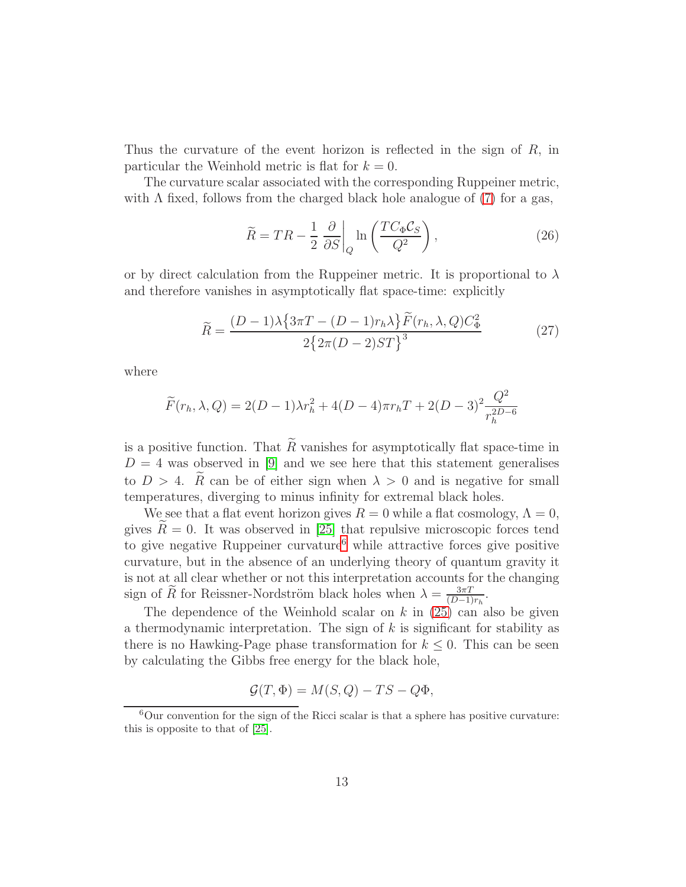Thus the curvature of the event horizon is reflected in the sign of $R$, in particular the Weinhold metric is flat for $k = 0$.

The curvature scalar associated with the corresponding Ruppeiner metric, with $\Lambda$ fixed, follows from the charged black hole analogue of (7) for a gas,

$$\widetilde{R} = TR - \frac{1}{2} \left.\frac{\partial}{\partial S}\right|_Q \ln\left(\frac{TC_\Phi \mathcal{C}_S}{Q^2}\right), \tag{26}$$

or by direct calculation from the Ruppeiner metric. It is proportional to $\lambda$ and therefore vanishes in asymptotically flat space-time: explicitly

$$\widetilde{R} = \frac{(D-1)\lambda\big\{3\pi T - (D-1)r_h\lambda\big\}\widetilde{F}(r_h,\lambda,Q)C_\Phi^2}{2\big\{2\pi(D-2)ST\big\}^3} \tag{27}$$

where

$$\widetilde{F}(r_h,\lambda,Q) = 2(D-1)\lambda r_h^2 + 4(D-4)\pi r_h T + 2(D-3)^2\frac{Q^2}{r_h^{2D-6}}$$

is a positive function. That $\widetilde{R}$ vanishes for asymptotically flat space-time in $D = 4$ was observed in [9] and we see here that this statement generalises to $D > 4$. $\widetilde{R}$ can be of either sign when $\lambda > 0$ and is negative for small temperatures, diverging to minus infinity for extremal black holes.

We see that a flat event horizon gives $R = 0$ while a flat cosmology, $\Lambda = 0$, gives $\widetilde{R} = 0$. It was observed in [25] that repulsive microscopic forces tend to give negative Ruppeiner curvature[6] while attractive forces give positive curvature, but in the absence of an underlying theory of quantum gravity it is not at all clear whether or not this interpretation accounts for the changing sign of $\widetilde{R}$ for Reissner-Nordström black holes when $\lambda = \frac{3\pi T}{(D-1)r_h}$.

The dependence of the Weinhold scalar on $k$ in (25) can also be given a thermodynamic interpretation. The sign of $k$ is significant for stability as there is no Hawking-Page phase transformation for $k \leq 0$. This can be seen by calculating the Gibbs free energy for the black hole,

$$\mathcal{G}(T,\Phi) = M(S,Q) - TS - Q\Phi,$$

[6] Our convention for the sign of the Ricci scalar is that a sphere has positive curvature: this is opposite to that of [25].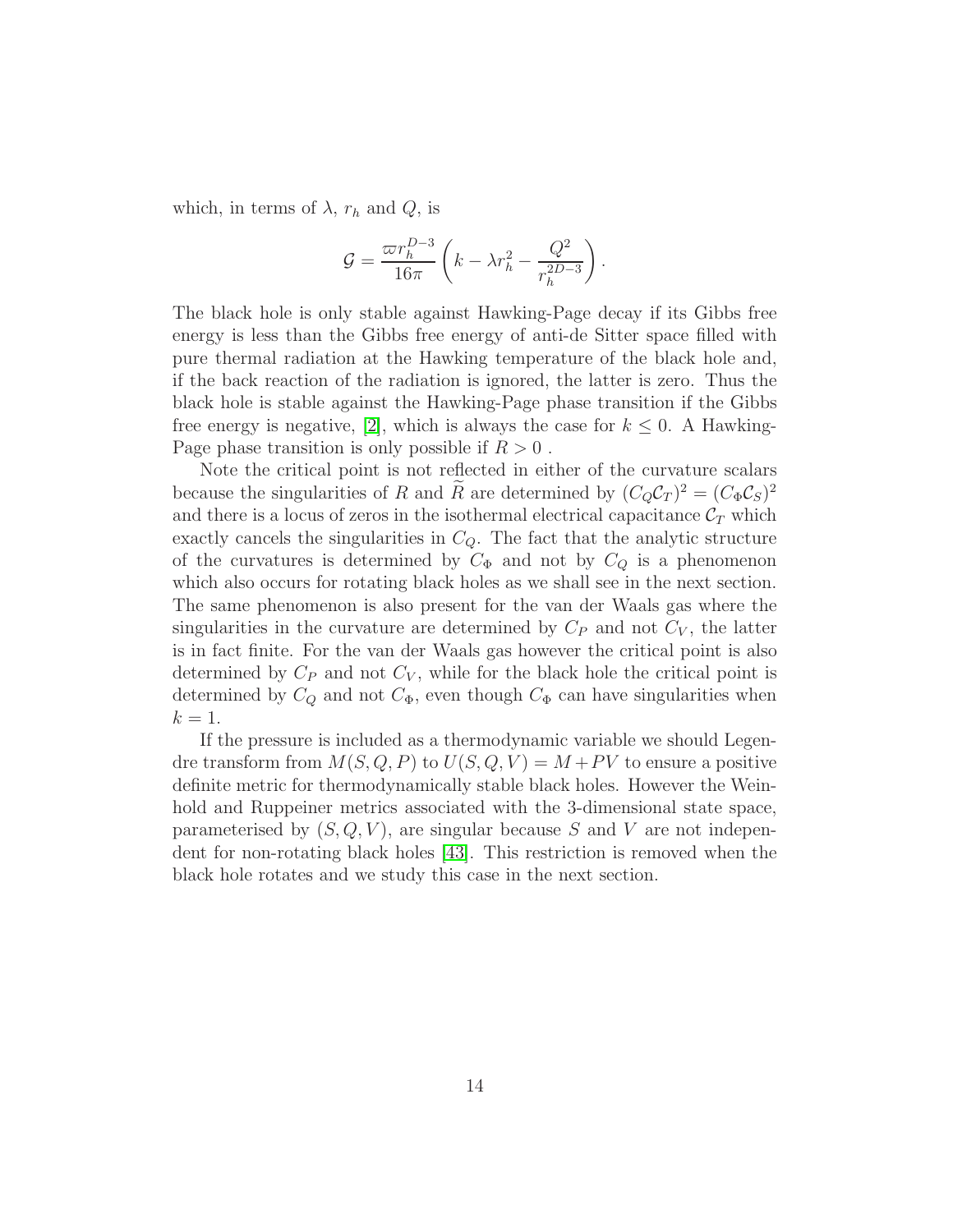which, in terms of $\lambda$, $r_h$ and $Q$, is

$$\mathcal{G} = \frac{\varpi r_h^{D-3}}{16\pi}\left(k - \lambda r_h^2 - \frac{Q^2}{r_h^{2D-3}}\right).$$

The black hole is only stable against Hawking-Page decay if its Gibbs free energy is less than the Gibbs free energy of anti-de Sitter space filled with pure thermal radiation at the Hawking temperature of the black hole and, if the back reaction of the radiation is ignored, the latter is zero. Thus the black hole is stable against the Hawking-Page phase transition if the Gibbs free energy is negative, [2], which is always the case for $k \leq 0$. A Hawking-Page phase transition is only possible if $R > 0$ .

Note the critical point is not reflected in either of the curvature scalars because the singularities of $R$ and $\widetilde{R}$ are determined by $(C_Q \mathcal{C}_T)^2 = (C_\Phi \mathcal{C}_S)^2$ and there is a locus of zeros in the isothermal electrical capacitance $\mathcal{C}_T$ which exactly cancels the singularities in $C_Q$. The fact that the analytic structure of the curvatures is determined by $C_\Phi$ and not by $C_Q$ is a phenomenon which also occurs for rotating black holes as we shall see in the next section. The same phenomenon is also present for the van der Waals gas where the singularities in the curvature are determined by $C_P$ and not $C_V$, the latter is in fact finite. For the van der Waals gas however the critical point is also determined by $C_P$ and not $C_V$, while for the black hole the critical point is determined by $C_Q$ and not $C_\Phi$, even though $C_\Phi$ can have singularities when $k = 1$.

If the pressure is included as a thermodynamic variable we should Legendre transform from $M(S, Q, P)$ to $U(S, Q, V) = M + PV$ to ensure a positive definite metric for thermodynamically stable black holes. However the Weinhold and Ruppeiner metrics associated with the 3-dimensional state space, parameterised by $(S, Q, V)$, are singular because $S$ and $V$ are not independent for non-rotating black holes [43]. This restriction is removed when the black hole rotates and we study this case in the next section.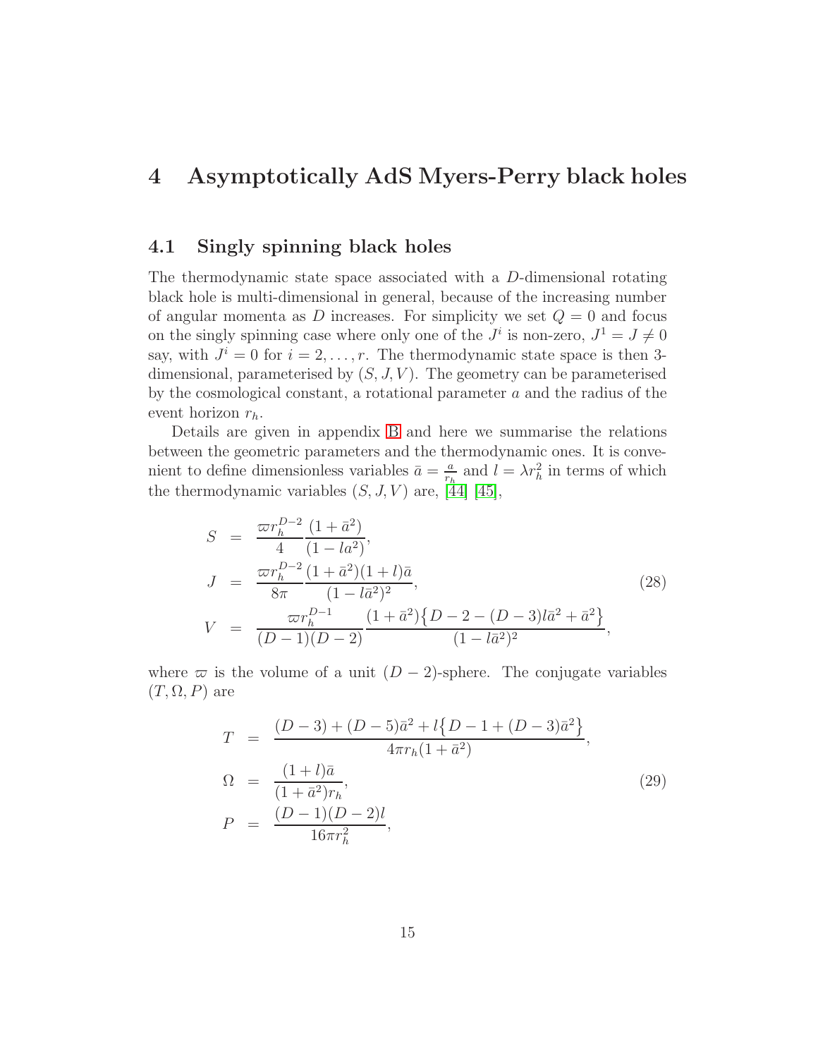# 4 Asymptotically AdS Myers-Perry black holes

## 4.1 Singly spinning black holes

The thermodynamic state space associated with a $D$-dimensional rotating black hole is multi-dimensional in general, because of the increasing number of angular momenta as $D$ increases. For simplicity we set $Q = 0$ and focus on the singly spinning case where only one of the $J^i$ is non-zero, $J^1 = J \neq 0$ say, with $J^i = 0$ for $i = 2, \dots, r$. The thermodynamic state space is then 3-dimensional, parameterised by $(S, J, V)$. The geometry can be parameterised by the cosmological constant, a rotational parameter $a$ and the radius of the event horizon $r_h$.

Details are given in appendix B and here we summarise the relations between the geometric parameters and the thermodynamic ones. It is convenient to define dimensionless variables $\bar{a} = \frac{a}{r_h}$ and $l = \lambda r_h^2$ in terms of which the thermodynamic variables $(S, J, V)$ are, [44] [45],

$$
\begin{aligned}
S &= \frac{\varpi r_h^{D-2}}{4} \frac{(1+\bar{a}^2)}{(1-la^2)}, \\
J &= \frac{\varpi r_h^{D-2}}{8\pi} \frac{(1+\bar{a}^2)(1+l)\bar{a}}{(1-l\bar{a}^2)^2}, \\
V &= \frac{\varpi r_h^{D-1}}{(D-1)(D-2)} \frac{(1+\bar{a}^2)\big\{D-2-(D-3)l\bar{a}^2+\bar{a}^2\big\}}{(1-l\bar{a}^2)^2},
\end{aligned}
\tag{28}
$$

where $\varpi$ is the volume of a unit $(D-2)$-sphere. The conjugate variables $(T, \Omega, P)$ are

$$
\begin{aligned}
T &= \frac{(D-3)+(D-5)\bar{a}^2 + l\big\{D-1+(D-3)\bar{a}^2\big\}}{4\pi r_h(1+\bar{a}^2)}, \\
\Omega &= \frac{(1+l)\bar{a}}{(1+\bar{a}^2)r_h}, \\
P &= \frac{(D-1)(D-2)l}{16\pi r_h^2},
\end{aligned}
\tag{29}
$$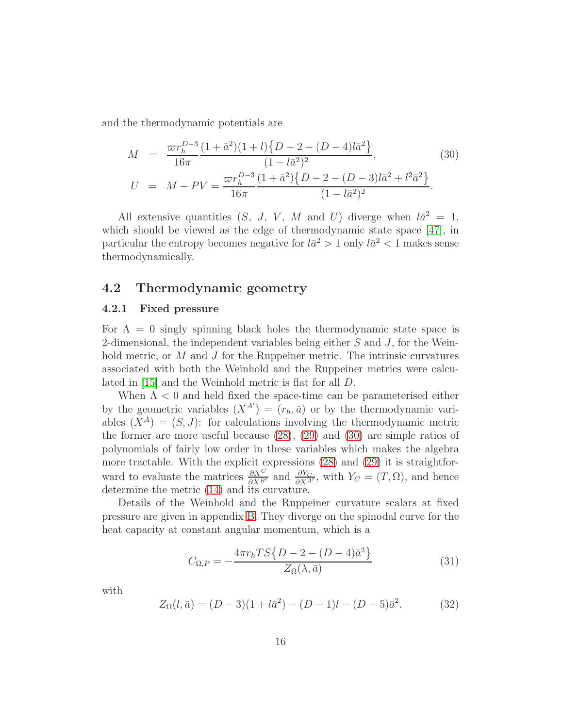and the thermodynamic potentials are

$$
\begin{aligned}
M &= \frac{\varpi r_h^{D-3}}{16\pi} \frac{(1+\bar{a}^2)(1+l)\big\{D-2-(D-4)l\bar{a}^2\big\}}{(1-l\bar{a}^2)^2}, \\
U &= M - PV = \frac{\varpi r_h^{D-3}}{16\pi} \frac{(1+\bar{a}^2)\big\{D-2-(D-3)l\bar{a}^2 + l^2\bar{a}^2\big\}}{(1-l\bar{a}^2)^2}.
\end{aligned} \tag{30}
$$

All extensive quantities ($S$, $J$, $V$, $M$ and $U$) diverge when $l\bar{a}^2 = 1$, which should be viewed as the edge of thermodynamic state space [47], in particular the entropy becomes negative for $l\bar{a}^2 > 1$ only $l\bar{a}^2 < 1$ makes sense thermodynamically.

## 4.2 Thermodynamic geometry

### 4.2.1 Fixed pressure

For $\Lambda = 0$ singly spinning black holes the thermodynamic state space is 2-dimensional, the independent variables being either $S$ and $J$, for the Weinhold metric, or $M$ and $J$ for the Ruppeiner metric. The intrinsic curvatures associated with both the Weinhold and the Ruppeiner metrics were calculated in [15] and the Weinhold metric is flat for all $D$.

When $\Lambda < 0$ and held fixed the space-time can be parameterised either by the geometric variables $(X^{A'}) = (r_h, \bar{a})$ or by the thermodynamic variables $(X^A) = (S, J)$: for calculations involving the thermodynamic metric the former are more useful because (28), (29) and (30) are simple ratios of polynomials of fairly low order in these variables which makes the algebra more tractable. With the explicit expressions (28) and (29) it is straightforward to evaluate the matrices $\frac{\partial X^C}{\partial X^{B'}}$ and $\frac{\partial Y_C}{\partial X^{A'}}$, with $Y_C = (T, \Omega)$, and hence determine the metric (14) and its curvature.

Details of the Weinhold and the Ruppeiner curvature scalars at fixed pressure are given in appendix B. They diverge on the spinodal curve for the heat capacity at constant angular momentum, which is a

$$
C_{\Omega,P} = -\frac{4\pi r_h T S\big\{D-2-(D-4)\bar{a}^2\big\}}{Z_\Omega(\lambda, \bar{a})} \tag{31}
$$

with

$$
Z_\Omega(l, \bar{a}) = (D-3)(1+l\bar{a}^2) - (D-1)l - (D-5)\bar{a}^2. \tag{32}
$$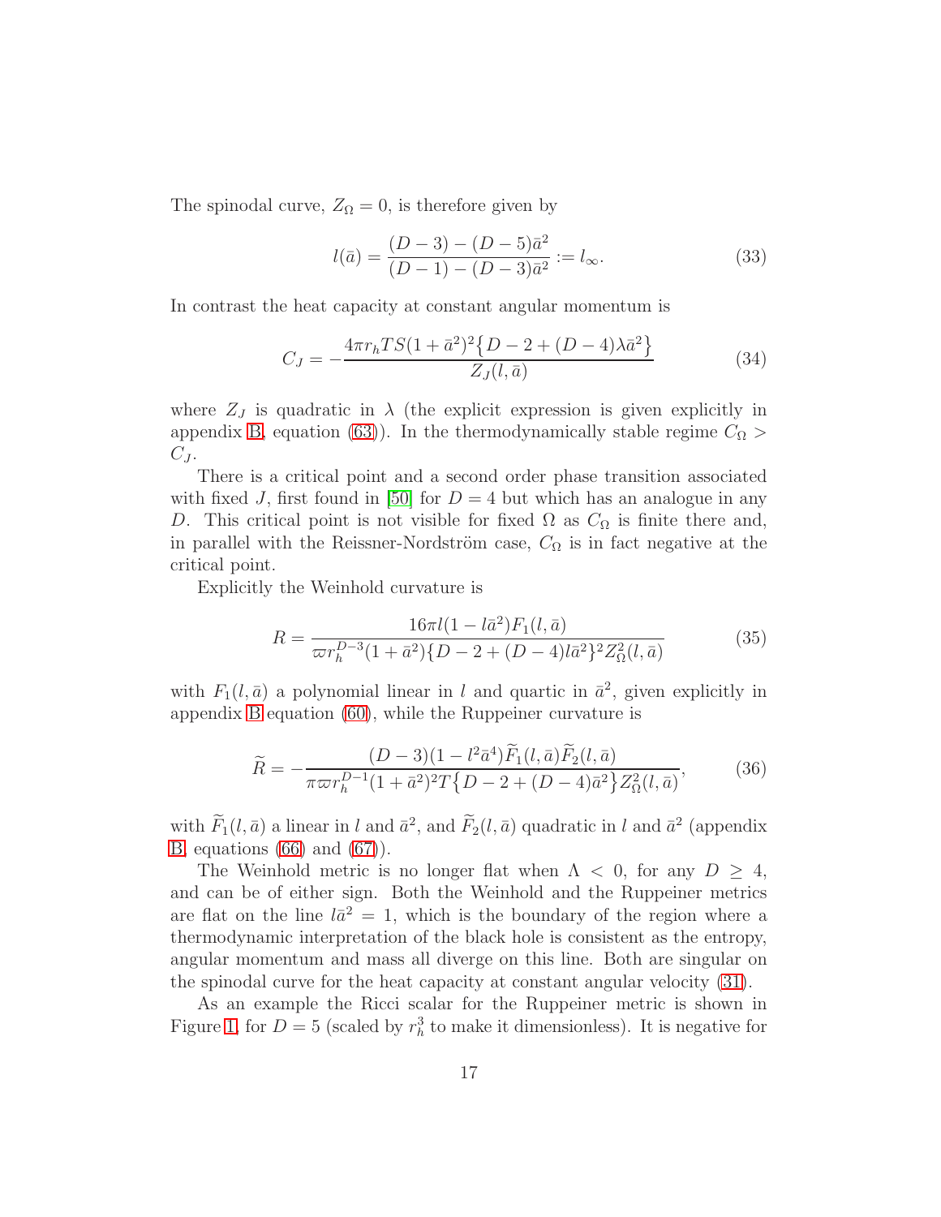The spinodal curve, $Z_\Omega = 0$, is therefore given by

$$l(\bar{a}) = \frac{(D-3) - (D-5)\bar{a}^2}{(D-1) - (D-3)\bar{a}^2} := l_\infty. \tag{33}$$

In contrast the heat capacity at constant angular momentum is

$$C_J = -\frac{4\pi r_h T S (1+\bar{a}^2)^2 \big\{D - 2 + (D-4)\lambda \bar{a}^2\big\}}{Z_J(l,\bar{a})} \tag{34}$$

where $Z_J$ is quadratic in $\lambda$ (the explicit expression is given explicitly in appendix B, equation (63)). In the thermodynamically stable regime $C_\Omega > C_J$.

There is a critical point and a second order phase transition associated with fixed $J$, first found in [50] for $D = 4$ but which has an analogue in any $D$. This critical point is not visible for fixed $\Omega$ as $C_\Omega$ is finite there and, in parallel with the Reissner-Nordström case, $C_\Omega$ is in fact negative at the critical point.

Explicitly the Weinhold curvature is

$$R = \frac{16\pi l (1 - l\bar{a}^2) F_1(l,\bar{a})}{\varpi r_h^{D-3}(1+\bar{a}^2)\{D - 2 + (D-4) l \bar{a}^2\}^2 Z_\Omega^2(l,\bar{a})} \tag{35}$$

with $F_1(l,\bar{a})$ a polynomial linear in $l$ and quartic in $\bar{a}^2$, given explicitly in appendix B equation (60), while the Ruppeiner curvature is

$$\widetilde{R} = -\frac{(D-3)(1 - l^2\bar{a}^4)\widetilde{F}_1(l,\bar{a})\widetilde{F}_2(l,\bar{a})}{\pi \varpi r_h^{D-1}(1+\bar{a}^2)^2 T \big\{D - 2 + (D-4)\bar{a}^2\big\} Z_\Omega^2(l,\bar{a})}, \tag{36}$$

with $\widetilde{F}_1(l,\bar{a})$ a linear in $l$ and $\bar{a}^2$, and $\widetilde{F}_2(l,\bar{a})$ quadratic in $l$ and $\bar{a}^2$ (appendix B, equations (66) and (67)).

The Weinhold metric is no longer flat when $\Lambda < 0$, for any $D \geq 4$, and can be of either sign. Both the Weinhold and the Ruppeiner metrics are flat on the line $l\bar{a}^2 = 1$, which is the boundary of the region where a thermodynamic interpretation of the black hole is consistent as the entropy, angular momentum and mass all diverge on this line. Both are singular on the spinodal curve for the heat capacity at constant angular velocity (31).

As an example the Ricci scalar for the Ruppeiner metric is shown in Figure 1, for $D = 5$ (scaled by $r_h^3$ to make it dimensionless). It is negative for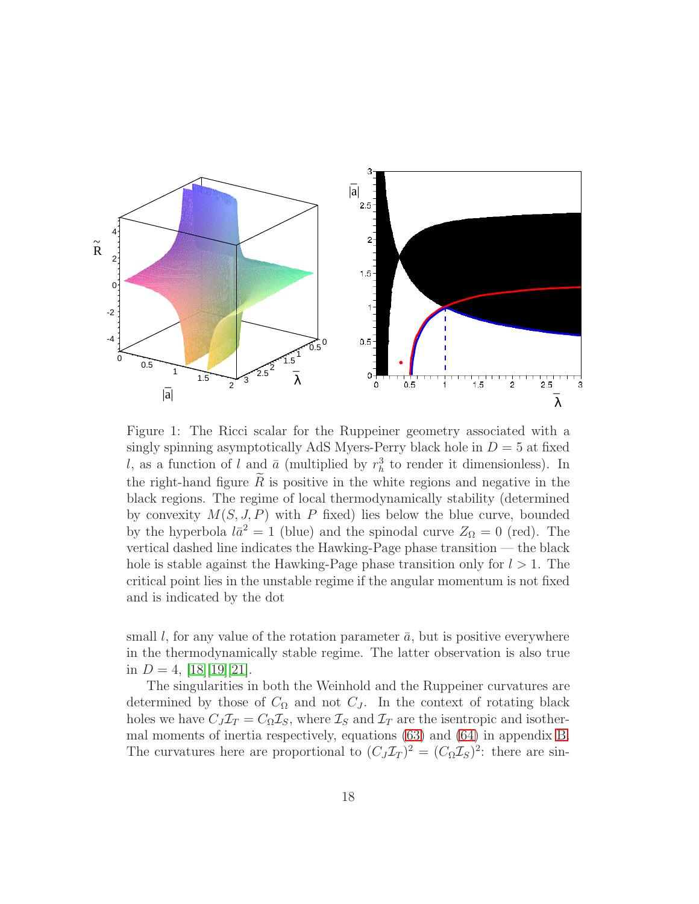Figure 1: The Ricci scalar for the Ruppeiner geometry associated with a singly spinning asymptotically AdS Myers-Perry black hole in $D = 5$ at fixed $l$, as a function of $l$ and $\bar{a}$ (multiplied by $r_h^3$ to render it dimensionless). In the right-hand figure $\widetilde{R}$ is positive in the white regions and negative in the black regions. The regime of local thermodynamically stability (determined by convexity $M(S, J, P)$ with $P$ fixed) lies below the blue curve, bounded by the hyperbola $l\bar{a}^2 = 1$ (blue) and the spinodal curve $Z_\Omega = 0$ (red). The vertical dashed line indicates the Hawking-Page phase transition — the black hole is stable against the Hawking-Page phase transition only for $l > 1$. The critical point lies in the unstable regime if the angular momentum is not fixed and is indicated by the dot

small $l$, for any value of the rotation parameter $\bar{a}$, but is positive everywhere in the thermodynamically stable regime. The latter observation is also true in $D = 4$, [18][19][21].

The singularities in both the Weinhold and the Ruppeiner curvatures are determined by those of $C_\Omega$ and not $C_J$. In the context of rotating black holes we have $C_J \mathcal{I}_T = C_\Omega \mathcal{I}_S$, where $\mathcal{I}_S$ and $\mathcal{I}_T$ are the isentropic and isothermal moments of inertia respectively, equations (63) and (64) in appendix B. The curvatures here are proportional to $(C_J \mathcal{I}_T)^2 = (C_\Omega \mathcal{I}_S)^2$: there are sin-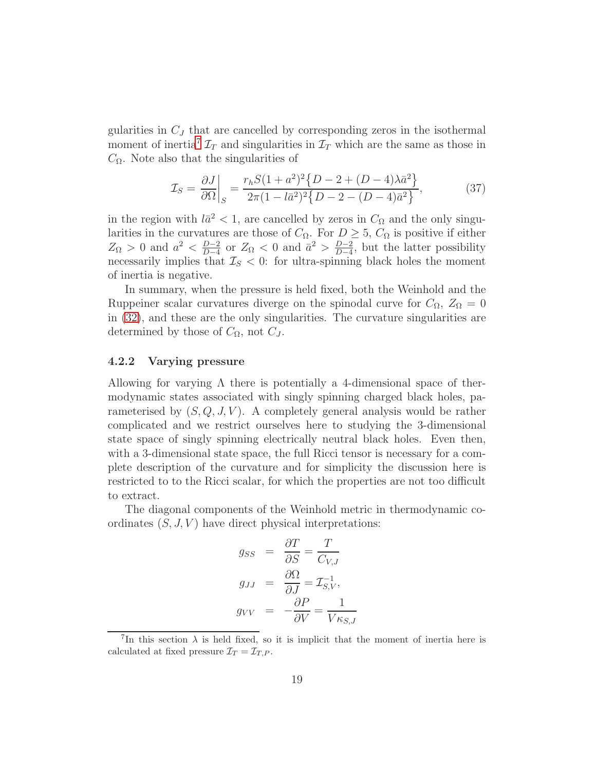gularities in $C_J$ that are cancelled by corresponding zeros in the isothermal moment of inertia[7] $\mathcal{I}_T$ and singularities in $\mathcal{I}_T$ which are the same as those in $C_\Omega$. Note also that the singularities of

$$\mathcal{I}_S = \left.\frac{\partial J}{\partial \Omega}\right|_S = \frac{r_h S(1+a^2)^2\big\{D-2+(D-4)\lambda\bar{a}^2\big\}}{2\pi(1-l\bar{a}^2)^2\big\{D-2-(D-4)\bar{a}^2\big\}}, \tag{37}$$

in the region with $l\bar{a}^2 < 1$, are cancelled by zeros in $C_\Omega$ and the only singularities in the curvatures are those of $C_\Omega$. For $D \geq 5$, $C_\Omega$ is positive if either $Z_\Omega > 0$ and $a^2 < \frac{D-2}{D-4}$ or $Z_\Omega < 0$ and $\bar{a}^2 > \frac{D-2}{D-4}$, but the latter possibility necessarily implies that $\mathcal{I}_S < 0$: for ultra-spinning black holes the moment of inertia is negative.

In summary, when the pressure is held fixed, both the Weinhold and the Ruppeiner scalar curvatures diverge on the spinodal curve for $C_\Omega$, $Z_\Omega = 0$ in (32), and these are the only singularities. The curvature singularities are determined by those of $C_\Omega$, not $C_J$.

### 4.2.2 Varying pressure

Allowing for varying $\Lambda$ there is potentially a 4-dimensional space of thermodynamic states associated with singly spinning charged black holes, parameterised by $(S, Q, J, V)$. A completely general analysis would be rather complicated and we restrict ourselves here to studying the 3-dimensional state space of singly spinning electrically neutral black holes. Even then, with a 3-dimensional state space, the full Ricci tensor is necessary for a complete description of the curvature and for simplicity the discussion here is restricted to to the Ricci scalar, for which the properties are not too difficult to extract.

The diagonal components of the Weinhold metric in thermodynamic coordinates $(S, J, V)$ have direct physical interpretations:

$$\begin{aligned}
g_{SS} &= \frac{\partial T}{\partial S} = \frac{T}{C_{V,J}} \\
g_{JJ} &= \frac{\partial \Omega}{\partial J} = \mathcal{I}_{S,V}^{-1}, \\
g_{VV} &= -\frac{\partial P}{\partial V} = \frac{1}{V\kappa_{S,J}}
\end{aligned}$$

[7] In this section $\lambda$ is held fixed, so it is implicit that the moment of inertia here is calculated at fixed pressure $\mathcal{I}_T = \mathcal{I}_{T,P}$.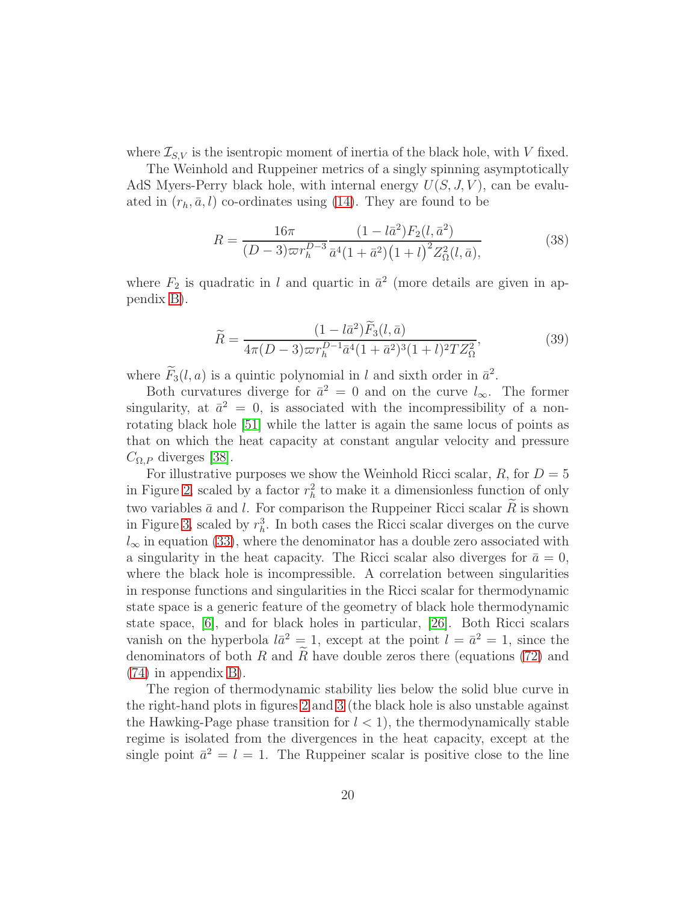where $\mathcal{I}_{S,V}$ is the isentropic moment of inertia of the black hole, with $V$ fixed.

The Weinhold and Ruppeiner metrics of a singly spinning asymptotically AdS Myers-Perry black hole, with internal energy $U(S, J, V)$, can be evaluated in $(r_h, \bar{a}, l)$ co-ordinates using (14). They are found to be

$$R = \frac{16\pi}{(D-3)\varpi r_h^{D-3}} \frac{(1 - l\bar{a}^2)F_2(l, \bar{a}^2)}{\bar{a}^4(1+\bar{a}^2)\big(1+l\big)^2 Z_\Omega^2(l, \bar{a}),} \tag{38}$$

where $F_2$ is quadratic in $l$ and quartic in $\bar{a}^2$ (more details are given in appendix B).

$$\widetilde{R} = \frac{(1 - l\bar{a}^2)\widetilde{F}_3(l, \bar{a})}{4\pi(D-3)\varpi r_h^{D-1}\bar{a}^4(1+\bar{a}^2)^3(1+l)^2 T Z_\Omega^2}, \tag{39}$$

where $\widetilde{F}_3(l, a)$ is a quintic polynomial in $l$ and sixth order in $\bar{a}^2$.

Both curvatures diverge for $\bar{a}^2 = 0$ and on the curve $l_\infty$. The former singularity, at $\bar{a}^2 = 0$, is associated with the incompressibility of a non-rotating black hole [51] while the latter is again the same locus of points as that on which the heat capacity at constant angular velocity and pressure $C_{\Omega,P}$ diverges [38].

For illustrative purposes we show the Weinhold Ricci scalar, $R$, for $D = 5$ in Figure 2, scaled by a factor $r_h^2$ to make it a dimensionless function of only two variables $\bar{a}$ and $l$. For comparison the Ruppeiner Ricci scalar $\widetilde{R}$ is shown in Figure 3, scaled by $r_h^3$. In both cases the Ricci scalar diverges on the curve $l_\infty$ in equation (33), where the denominator has a double zero associated with a singularity in the heat capacity. The Ricci scalar also diverges for $\bar{a} = 0$, where the black hole is incompressible. A correlation between singularities in response functions and singularities in the Ricci scalar for thermodynamic state space is a generic feature of the geometry of black hole thermodynamic state space, [6], and for black holes in particular, [26]. Both Ricci scalars vanish on the hyperbola $l\bar{a}^2 = 1$, except at the point $l = \bar{a}^2 = 1$, since the denominators of both $R$ and $\widetilde{R}$ have double zeros there (equations (72) and (74) in appendix B).

The region of thermodynamic stability lies below the solid blue curve in the right-hand plots in figures 2 and 3 (the black hole is also unstable against the Hawking-Page phase transition for $l < 1$), the thermodynamically stable regime is isolated from the divergences in the heat capacity, except at the single point $\bar{a}^2 = l = 1$. The Ruppeiner scalar is positive close to the line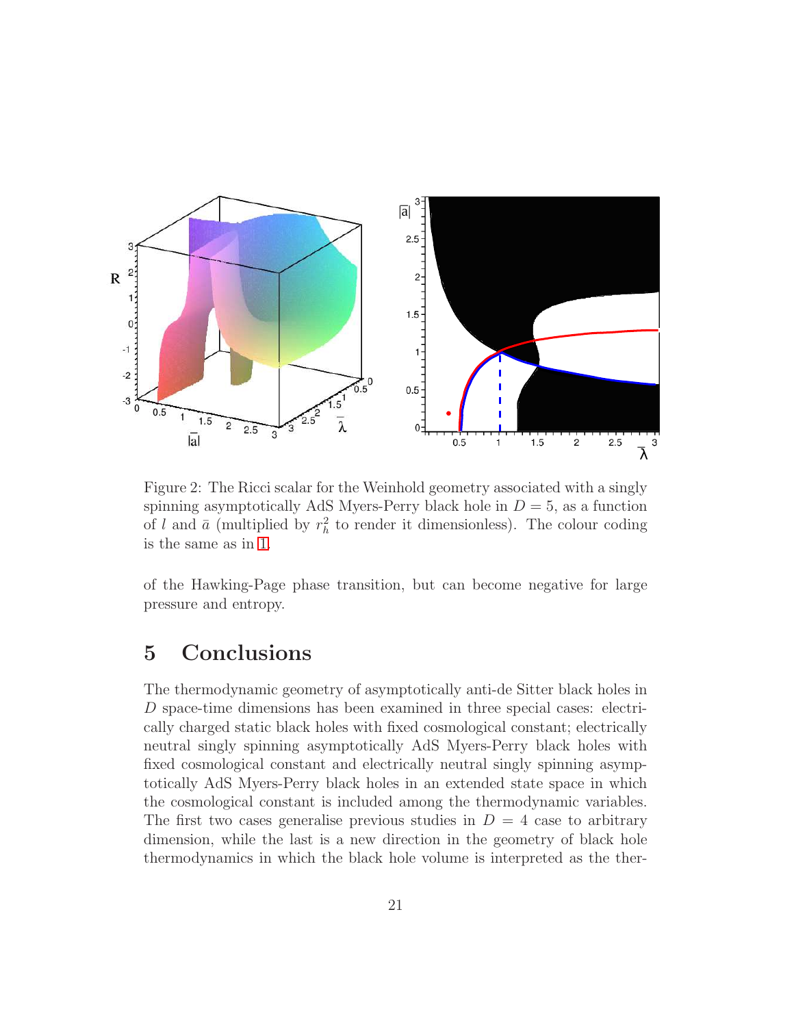Figure 2: The Ricci scalar for the Weinhold geometry associated with a singly spinning asymptotically AdS Myers-Perry black hole in $D = 5$, as a function of $l$ and $\bar{a}$ (multiplied by $r_h^2$ to render it dimensionless). The colour coding is the same as in 1.

of the Hawking-Page phase transition, but can become negative for large pressure and entropy.

## 5 Conclusions

The thermodynamic geometry of asymptotically anti-de Sitter black holes in $D$ space-time dimensions has been examined in three special cases: electrically charged static black holes with fixed cosmological constant; electrically neutral singly spinning asymptotically AdS Myers-Perry black holes with fixed cosmological constant and electrically neutral singly spinning asymptotically AdS Myers-Perry black holes in an extended state space in which the cosmological constant is included among the thermodynamic variables. The first two cases generalise previous studies in $D = 4$ case to arbitrary dimension, while the last is a new direction in the geometry of black hole thermodynamics in which the black hole volume is interpreted as the ther-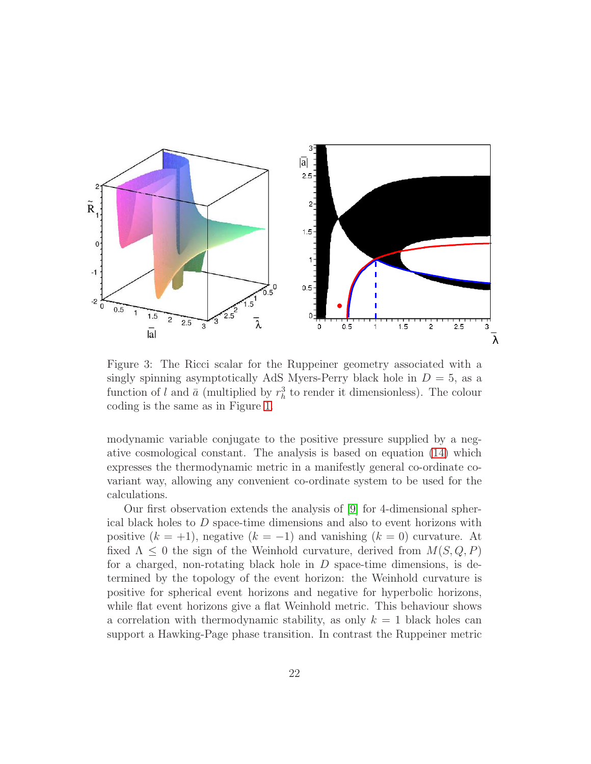Figure 3: The Ricci scalar for the Ruppeiner geometry associated with a singly spinning asymptotically AdS Myers-Perry black hole in $D = 5$, as a function of $l$ and $\bar{a}$ (multiplied by $r_h^3$ to render it dimensionless). The colour coding is the same as in Figure 1.

modynamic variable conjugate to the positive pressure supplied by a negative cosmological constant. The analysis is based on equation (14) which expresses the thermodynamic metric in a manifestly general co-ordinate covariant way, allowing any convenient co-ordinate system to be used for the calculations.

Our first observation extends the analysis of [9] for 4-dimensional spherical black holes to $D$ space-time dimensions and also to event horizons with positive ($k = +1$), negative ($k = -1$) and vanishing ($k = 0$) curvature. At fixed $\Lambda \leq 0$ the sign of the Weinhold curvature, derived from $M(S, Q, P)$ for a charged, non-rotating black hole in $D$ space-time dimensions, is determined by the topology of the event horizon: the Weinhold curvature is positive for spherical event horizons and negative for hyperbolic horizons, while flat event horizons give a flat Weinhold metric. This behaviour shows a correlation with thermodynamic stability, as only $k = 1$ black holes can support a Hawking-Page phase transition. In contrast the Ruppeiner metric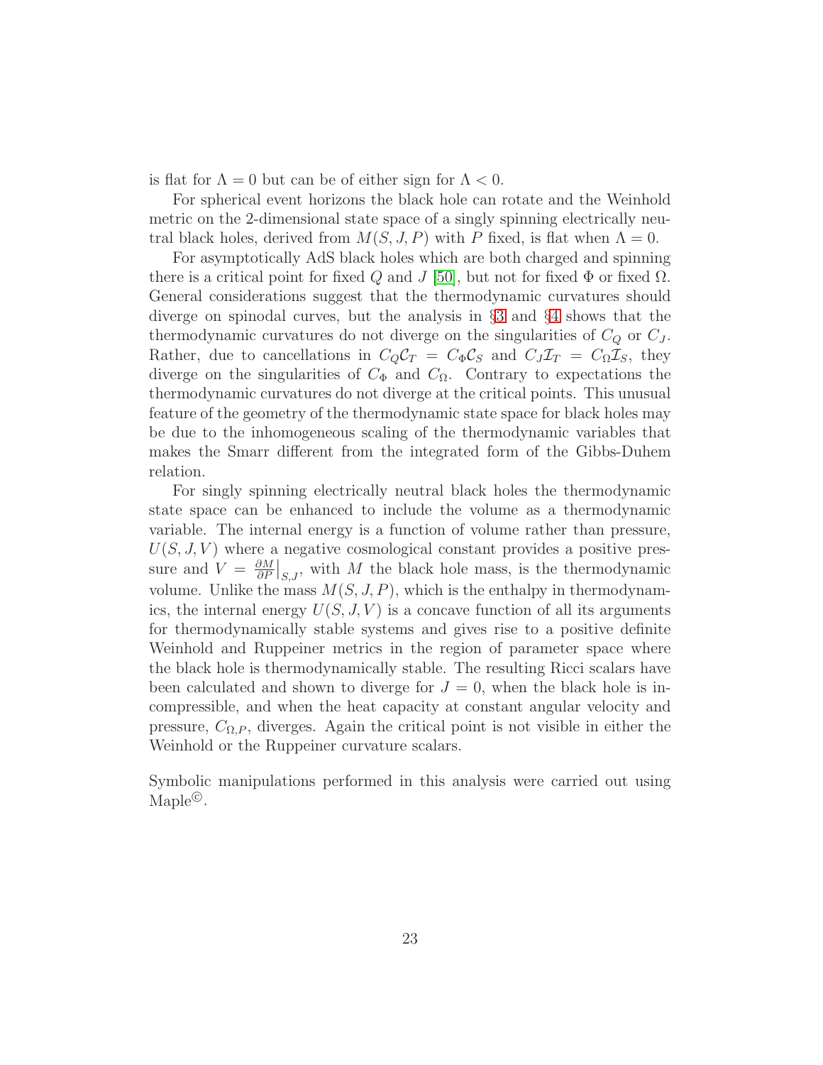is flat for $\Lambda = 0$ but can be of either sign for $\Lambda < 0$.

For spherical event horizons the black hole can rotate and the Weinhold metric on the 2-dimensional state space of a singly spinning electrically neutral black holes, derived from $M(S, J, P)$ with $P$ fixed, is flat when $\Lambda = 0$.

For asymptotically AdS black holes which are both charged and spinning there is a critical point for fixed $Q$ and $J$ [50], but not for fixed $\Phi$ or fixed $\Omega$. General considerations suggest that the thermodynamic curvatures should diverge on spinodal curves, but the analysis in §3 and §4 shows that the thermodynamic curvatures do not diverge on the singularities of $C_Q$ or $C_J$. Rather, due to cancellations in $C_Q \mathcal{C}_T = C_\Phi \mathcal{C}_S$ and $C_J \mathcal{I}_T = C_\Omega \mathcal{I}_S$, they diverge on the singularities of $C_\Phi$ and $C_\Omega$. Contrary to expectations the thermodynamic curvatures do not diverge at the critical points. This unusual feature of the geometry of the thermodynamic state space for black holes may be due to the inhomogeneous scaling of the thermodynamic variables that makes the Smarr different from the integrated form of the Gibbs-Duhem relation.

For singly spinning electrically neutral black holes the thermodynamic state space can be enhanced to include the volume as a thermodynamic variable. The internal energy is a function of volume rather than pressure, $U(S, J, V)$ where a negative cosmological constant provides a positive pressure and $V = \frac{\partial M}{\partial P}\big|_{S,J}$, with $M$ the black hole mass, is the thermodynamic volume. Unlike the mass $M(S, J, P)$, which is the enthalpy in thermodynamics, the internal energy $U(S, J, V)$ is a concave function of all its arguments for thermodynamically stable systems and gives rise to a positive definite Weinhold and Ruppeiner metrics in the region of parameter space where the black hole is thermodynamically stable. The resulting Ricci scalars have been calculated and shown to diverge for $J = 0$, when the black hole is incompressible, and when the heat capacity at constant angular velocity and pressure, $C_{\Omega,P}$, diverges. Again the critical point is not visible in either the Weinhold or the Ruppeiner curvature scalars.

Symbolic manipulations performed in this analysis were carried out using Maple©.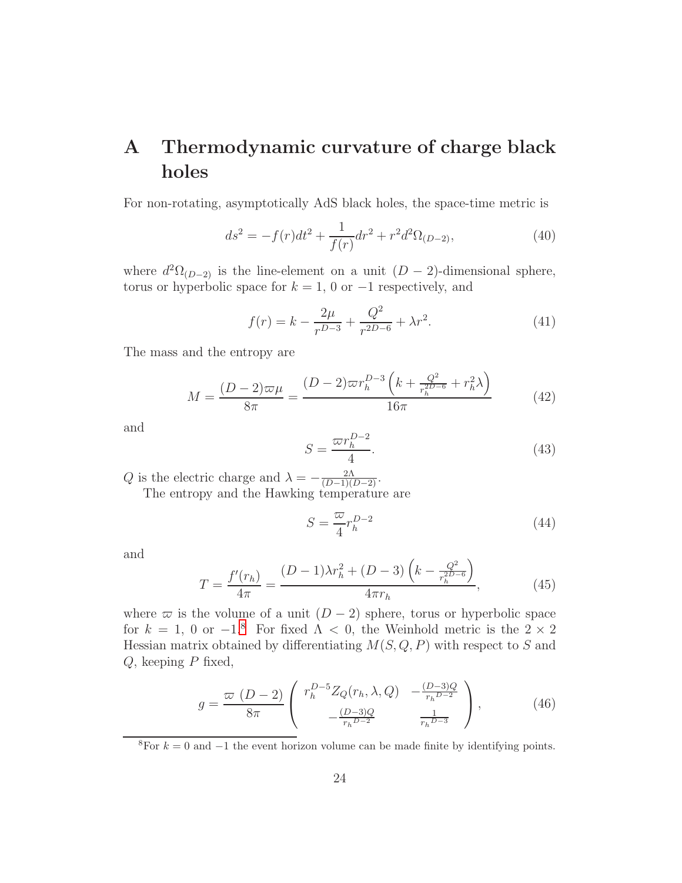# A Thermodynamic curvature of charge black holes

For non-rotating, asymptotically AdS black holes, the space-time metric is

$$ds^2 = -f(r)dt^2 + \frac{1}{f(r)}dr^2 + r^2 d^2\Omega_{(D-2)}, \tag{40}$$

where $d^2\Omega_{(D-2)}$ is the line-element on a unit $(D-2)$-dimensional sphere, torus or hyperbolic space for $k = 1$, 0 or $-1$ respectively, and

$$f(r) = k - \frac{2\mu}{r^{D-3}} + \frac{Q^2}{r^{2D-6}} + \lambda r^2. \tag{41}$$

The mass and the entropy are

$$M = \frac{(D-2)\varpi\mu}{8\pi} = \frac{(D-2)\varpi r_h^{D-3}\left(k + \frac{Q^2}{r_h^{2D-6}} + r_h^2\lambda\right)}{16\pi} \tag{42}$$

and

$$S = \frac{\varpi r_h^{D-2}}{4}. \tag{43}$$

$Q$ is the electric charge and $\lambda = -\frac{2\Lambda}{(D-1)(D-2)}$.

The entropy and the Hawking temperature are

$$S = \frac{\varpi}{4} r_h^{D-2} \tag{44}$$

and

$$T = \frac{f'(r_h)}{4\pi} = \frac{(D-1)\lambda r_h^2 + (D-3)\left(k - \frac{Q^2}{r_h^{2D-6}}\right)}{4\pi r_h}, \tag{45}$$

where $\varpi$ is the volume of a unit $(D-2)$ sphere, torus or hyperbolic space for $k = 1$, 0 or $-1$.[8] For fixed $\Lambda < 0$, the Weinhold metric is the $2 \times 2$ Hessian matrix obtained by differentiating $M(S, Q, P)$ with respect to $S$ and $Q$, keeping $P$ fixed,

$$g = \frac{\varpi\ (D-2)}{8\pi} \begin{pmatrix} r_h^{D-5} Z_Q(r_h, \lambda, Q) & -\frac{(D-3)Q}{r_h{}^{D-2}} \\ -\frac{(D-3)Q}{r_h{}^{D-2}} & \frac{1}{r_h{}^{D-3}} \end{pmatrix}, \tag{46}$$

[8] For $k = 0$ and $-1$ the event horizon volume can be made finite by identifying points.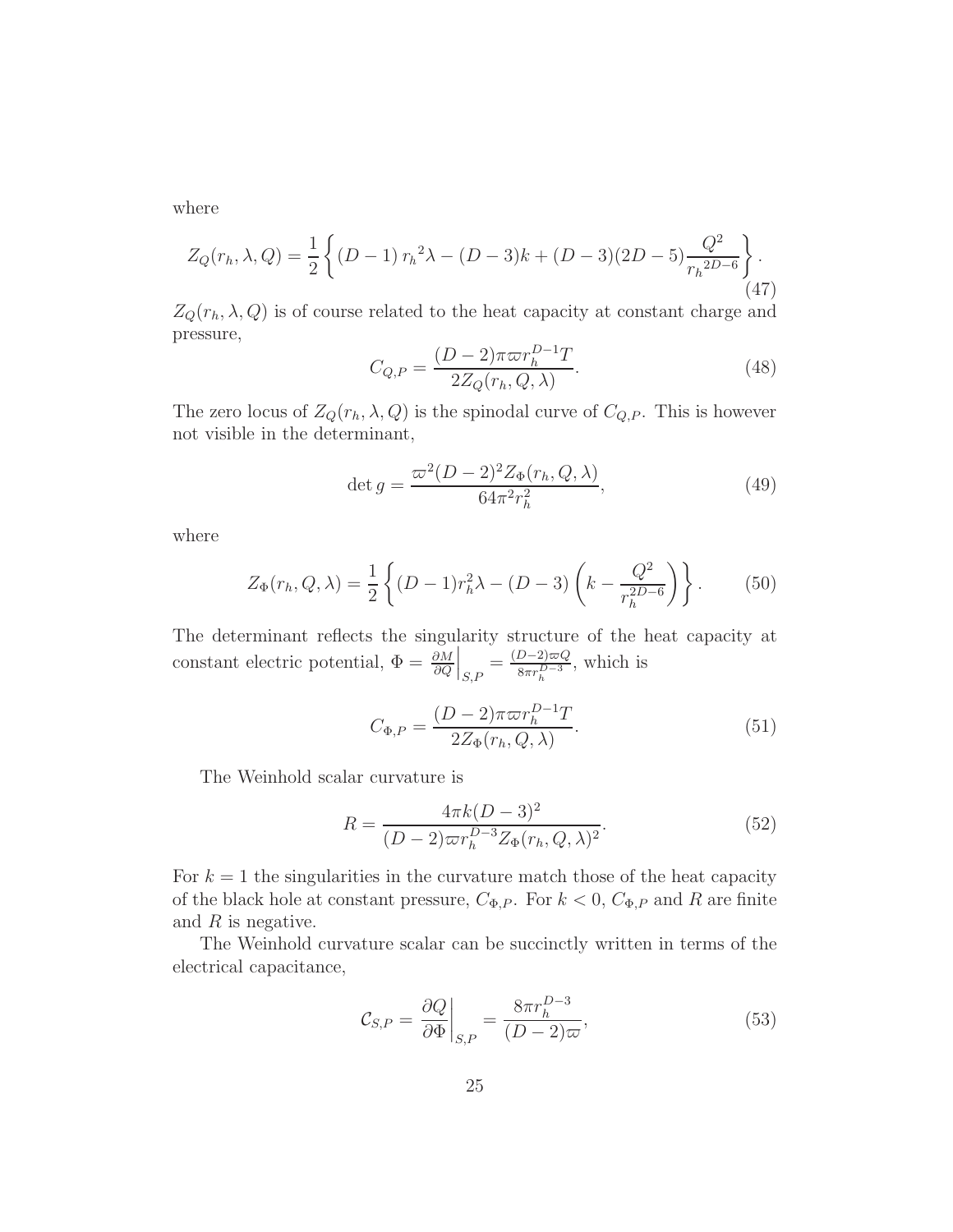where

$$Z_Q(r_h, \lambda, Q) = \frac{1}{2}\left\{ (D-1)\, {r_h}^2 \lambda - (D-3)k + (D-3)(2D-5)\frac{Q^2}{{r_h}^{2D-6}} \right\}. \tag{47}$$

$Z_Q(r_h, \lambda, Q)$ is of course related to the heat capacity at constant charge and pressure,

$$C_{Q,P} = \frac{(D-2)\pi\varpi r_h^{D-1} T}{2 Z_Q(r_h, Q, \lambda)}. \tag{48}$$

The zero locus of $Z_Q(r_h, \lambda, Q)$ is the spinodal curve of $C_{Q,P}$. This is however not visible in the determinant,

$$\det g = \frac{\varpi^2 (D-2)^2 Z_\Phi(r_h, Q, \lambda)}{64\pi^2 r_h^2}, \tag{49}$$

where

$$Z_\Phi(r_h, Q, \lambda) = \frac{1}{2}\left\{ (D-1) r_h^2 \lambda - (D-3)\left(k - \frac{Q^2}{r_h^{2D-6}}\right) \right\}. \tag{50}$$

The determinant reflects the singularity structure of the heat capacity at constant electric potential, $\Phi = \left.\frac{\partial M}{\partial Q}\right|_{S,P} = \frac{(D-2)\varpi Q}{8\pi r_h^{D-3}}$, which is

$$C_{\Phi,P} = \frac{(D-2)\pi\varpi r_h^{D-1} T}{2 Z_\Phi(r_h, Q, \lambda)}. \tag{51}$$

The Weinhold scalar curvature is

$$R = \frac{4\pi k (D-3)^2}{(D-2)\varpi r_h^{D-3} Z_\Phi(r_h, Q, \lambda)^2}. \tag{52}$$

For $k = 1$ the singularities in the curvature match those of the heat capacity of the black hole at constant pressure, $C_{\Phi,P}$. For $k < 0$, $C_{\Phi,P}$ and $R$ are finite and $R$ is negative.

The Weinhold curvature scalar can be succinctly written in terms of the electrical capacitance,

$$\mathcal{C}_{S,P} = \left.\frac{\partial Q}{\partial \Phi}\right|_{S,P} = \frac{8\pi r_h^{D-3}}{(D-2)\varpi}, \tag{53}$$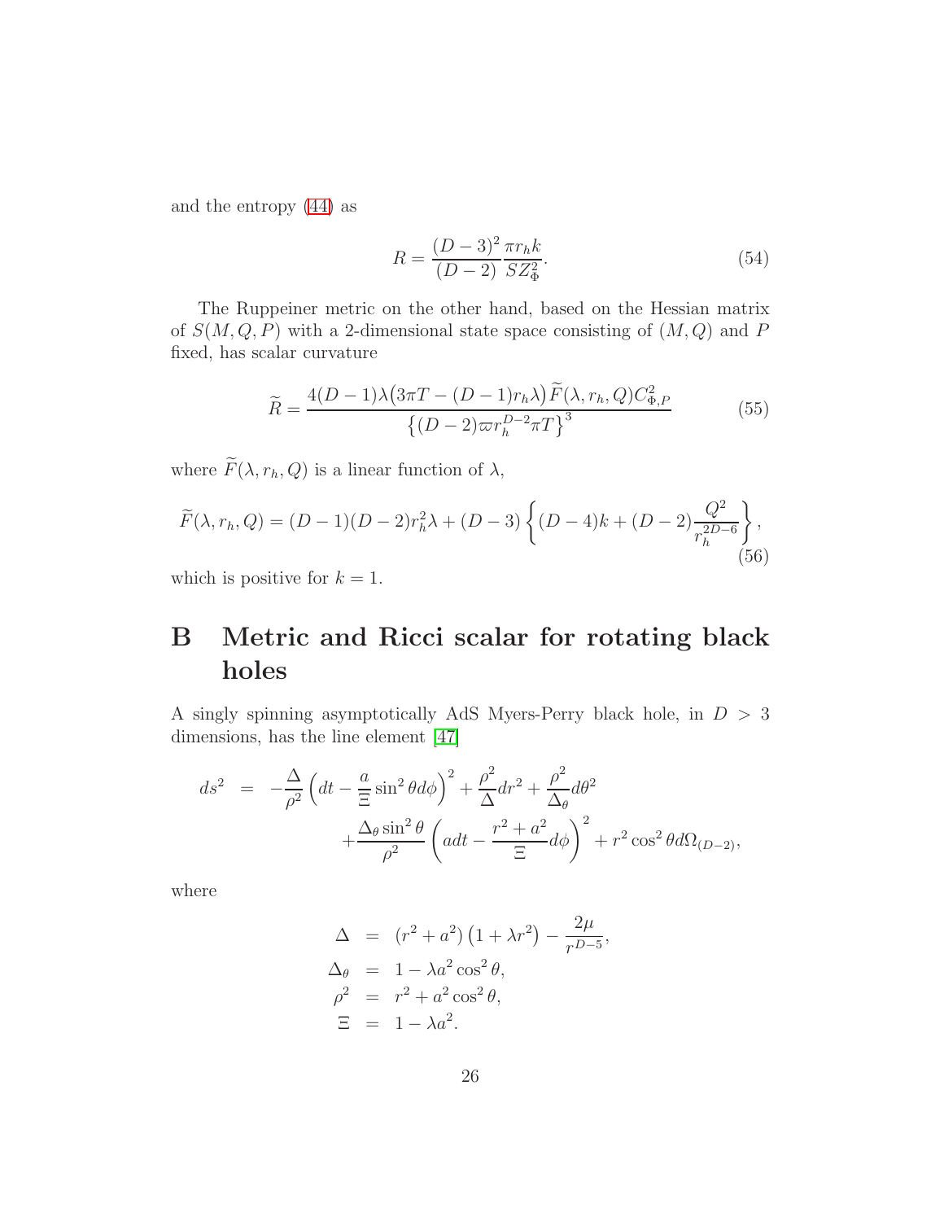and the entropy (44) as

$$R = \frac{(D-3)^2}{(D-2)} \frac{\pi r_h k}{S Z_\Phi^2}. \tag{54}$$

The Ruppeiner metric on the other hand, based on the Hessian matrix of $S(M,Q,P)$ with a 2-dimensional state space consisting of $(M,Q)$ and $P$ fixed, has scalar curvature

$$\widetilde{R} = \frac{4(D-1)\lambda\big(3\pi T - (D-1)r_h\lambda\big)\widetilde{F}(\lambda, r_h, Q)C_{\Phi,P}^2}{\left\{(D-2)\varpi r_h^{D-2}\pi T\right\}^3} \tag{55}$$

where $\widetilde{F}(\lambda, r_h, Q)$ is a linear function of $\lambda$,

$$\widetilde{F}(\lambda, r_h, Q) = (D-1)(D-2)r_h^2\lambda + (D-3)\left\{(D-4)k + (D-2)\frac{Q^2}{r_h^{2D-6}}\right\}, \tag{56}$$

which is positive for $k=1$.

# B Metric and Ricci scalar for rotating black holes

A singly spinning asymptotically AdS Myers-Perry black hole, in $D > 3$ dimensions, has the line element [47]

$$\begin{aligned} ds^2 &= -\frac{\Delta}{\rho^2}\left(dt - \frac{a}{\Xi}\sin^2\theta d\phi\right)^2 + \frac{\rho^2}{\Delta}dr^2 + \frac{\rho^2}{\Delta_\theta}d\theta^2 \\ &\quad + \frac{\Delta_\theta \sin^2\theta}{\rho^2}\left(a dt - \frac{r^2+a^2}{\Xi}d\phi\right)^2 + r^2\cos^2\theta d\Omega_{(D-2)}, \end{aligned}$$

where

$$\begin{aligned} \Delta &= (r^2+a^2)\left(1+\lambda r^2\right) - \frac{2\mu}{r^{D-5}}, \\ \Delta_\theta &= 1 - \lambda a^2 \cos^2\theta, \\ \rho^2 &= r^2 + a^2\cos^2\theta, \\ \Xi &= 1 - \lambda a^2. \end{aligned}$$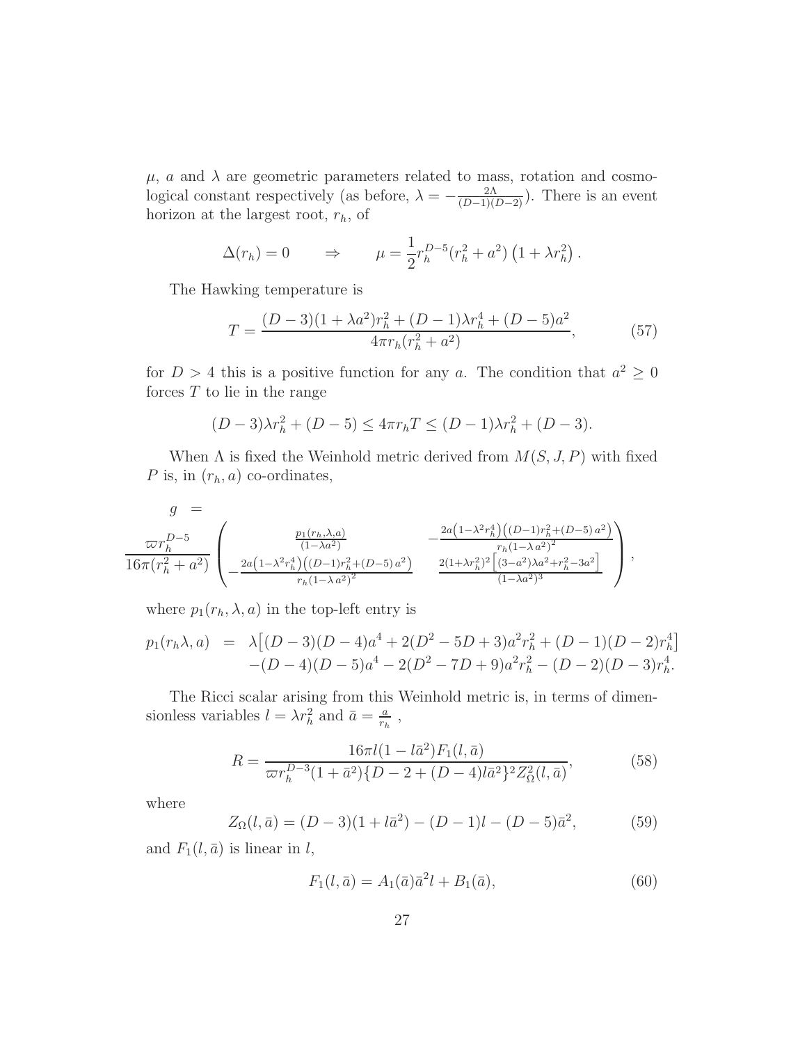$\mu$, $a$ and $\lambda$ are geometric parameters related to mass, rotation and cosmological constant respectively (as before, $\lambda = -\frac{2\Lambda}{(D-1)(D-2)}$). There is an event horizon at the largest root, $r_h$, of

$$\Delta(r_h) = 0 \qquad \Rightarrow \qquad \mu = \frac{1}{2} r_h^{D-5} (r_h^2 + a^2)\left(1 + \lambda r_h^2\right).$$

The Hawking temperature is

$$T = \frac{(D-3)(1+\lambda a^2) r_h^2 + (D-1)\lambda r_h^4 + (D-5)a^2}{4\pi r_h (r_h^2 + a^2)}, \tag{57}$$

for $D > 4$ this is a positive function for any $a$. The condition that $a^2 \geq 0$ forces $T$ to lie in the range

$$(D-3)\lambda r_h^2 + (D-5) \leq 4\pi r_h T \leq (D-1)\lambda r_h^2 + (D-3).$$

When $\Lambda$ is fixed the Weinhold metric derived from $M(S, J, P)$ with fixed $P$ is, in $(r_h, a)$ co-ordinates,

$$g = \frac{\varpi r_h^{D-5}}{16\pi(r_h^2 + a^2)} \begin{pmatrix} \frac{p_1(r_h, \lambda, a)}{(1-\lambda a^2)} & -\frac{2a\left(1-\lambda^2 r_h^4\right)\left((D-1)r_h^2 + (D-5)a^2\right)}{r_h(1-\lambda a^2)^2} \\ -\frac{2a\left(1-\lambda^2 r_h^4\right)\left((D-1)r_h^2 + (D-5)a^2\right)}{r_h(1-\lambda a^2)^2} & \frac{2(1+\lambda r_h^2)^2\left[(3-a^2)\lambda a^2 + r_h^2 - 3a^2\right]}{(1-\lambda a^2)^3} \end{pmatrix},$$

where $p_1(r_h, \lambda, a)$ in the top-left entry is

$$\begin{aligned} p_1(r_h\lambda, a) \;=\; & \lambda\big[(D-3)(D-4)a^4 + 2(D^2-5D+3)a^2 r_h^2 + (D-1)(D-2)r_h^4\big] \\ & -(D-4)(D-5)a^4 - 2(D^2-7D+9)a^2 r_h^2 - (D-2)(D-3)r_h^4. \end{aligned}$$

The Ricci scalar arising from this Weinhold metric is, in terms of dimensionless variables $l = \lambda r_h^2$ and $\bar{a} = \frac{a}{r_h}$ ,

$$R = \frac{16\pi l (1 - l\bar{a}^2) F_1(l, \bar{a})}{\varpi r_h^{D-3}(1+\bar{a}^2)\{D-2+(D-4)l\bar{a}^2\}^2 Z_\Omega^2(l, \bar{a})}, \tag{58}$$

where

$$Z_\Omega(l, \bar{a}) = (D-3)(1+l\bar{a}^2) - (D-1)l - (D-5)\bar{a}^2, \tag{59}$$

and $F_1(l, \bar{a})$ is linear in $l$,

$$F_1(l, \bar{a}) = A_1(\bar{a})\bar{a}^2 l + B_1(\bar{a}), \tag{60}$$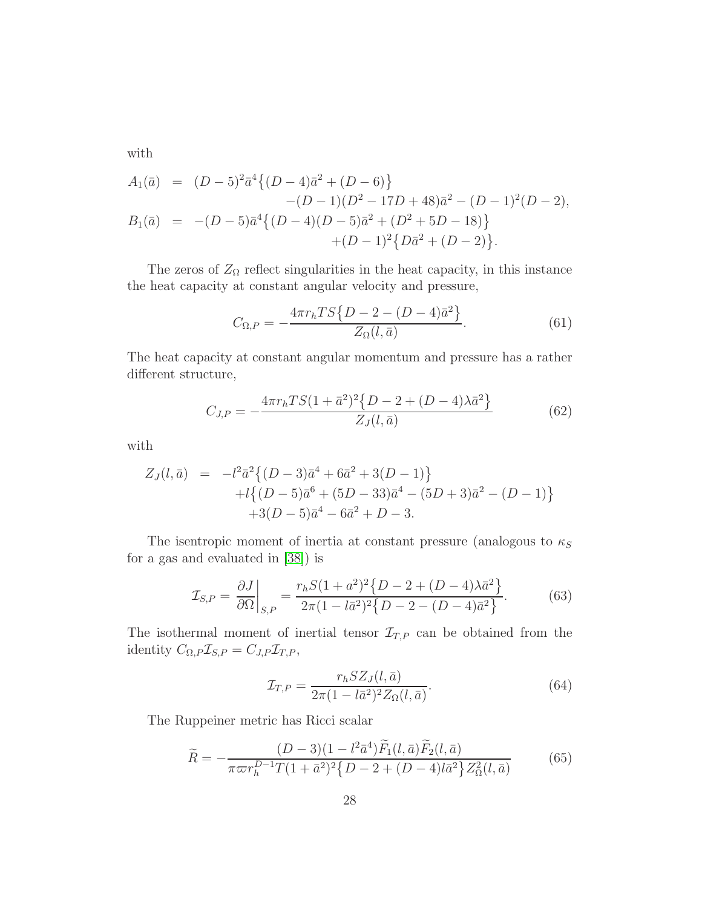with

$$
\begin{aligned}
A_1(\bar{a}) &= (D-5)^2\bar{a}^4\big\{(D-4)\bar{a}^2+(D-6)\big\} \\
&\qquad -(D-1)(D^2-17D+48)\bar{a}^2-(D-1)^2(D-2), \\
B_1(\bar{a}) &= -(D-5)\bar{a}^4\big\{(D-4)(D-5)\bar{a}^2+(D^2+5D-18)\big\} \\
&\qquad +(D-1)^2\big\{D\bar{a}^2+(D-2)\big\}.
\end{aligned}
$$

The zeros of $Z_\Omega$ reflect singularities in the heat capacity, in this instance the heat capacity at constant angular velocity and pressure,

$$
C_{\Omega,P} = -\frac{4\pi r_h T S\big\{D-2-(D-4)\bar{a}^2\big\}}{Z_\Omega(l,\bar{a})}. \tag{61}
$$

The heat capacity at constant angular momentum and pressure has a rather different structure,

$$
C_{J,P} = -\frac{4\pi r_h T S(1+\bar{a}^2)^2\big\{D-2+(D-4)\lambda\bar{a}^2\big\}}{Z_J(l,\bar{a})} \tag{62}
$$

with

$$
\begin{aligned}
Z_J(l,\bar{a}) &= -l^2\bar{a}^2\big\{(D-3)\bar{a}^4+6\bar{a}^2+3(D-1)\big\} \\
&\qquad +l\big\{(D-5)\bar{a}^6+(5D-33)\bar{a}^4-(5D+3)\bar{a}^2-(D-1)\big\} \\
&\qquad +3(D-5)\bar{a}^4-6\bar{a}^2+D-3.
\end{aligned}
$$

The isentropic moment of inertia at constant pressure (analogous to $\kappa_S$ for a gas and evaluated in [38]) is

$$
\mathcal{I}_{S,P} = \left.\frac{\partial J}{\partial \Omega}\right|_{S,P} = \frac{r_h S(1+a^2)^2\big\{D-2+(D-4)\lambda\bar{a}^2\big\}}{2\pi(1-l\bar{a}^2)^2\big\{D-2-(D-4)\bar{a}^2\big\}}. \tag{63}
$$

The isothermal moment of inertial tensor $\mathcal{I}_{T,P}$ can be obtained from the identity $C_{\Omega,P}\mathcal{I}_{S,P} = C_{J,P}\mathcal{I}_{T,P}$,

$$
\mathcal{I}_{T,P} = \frac{r_h S Z_J(l,\bar{a})}{2\pi(1-l\bar{a}^2)^2 Z_\Omega(l,\bar{a})}. \tag{64}
$$

The Ruppeiner metric has Ricci scalar

$$
\widetilde{R} = -\frac{(D-3)(1-l^2\bar{a}^4)\widetilde{F}_1(l,\bar{a})\widetilde{F}_2(l,\bar{a})}{\pi\varpi r_h^{D-1}T(1+\bar{a}^2)^2\big\{D-2+(D-4)l\bar{a}^2\big\}Z_\Omega^2(l,\bar{a})} \tag{65}
$$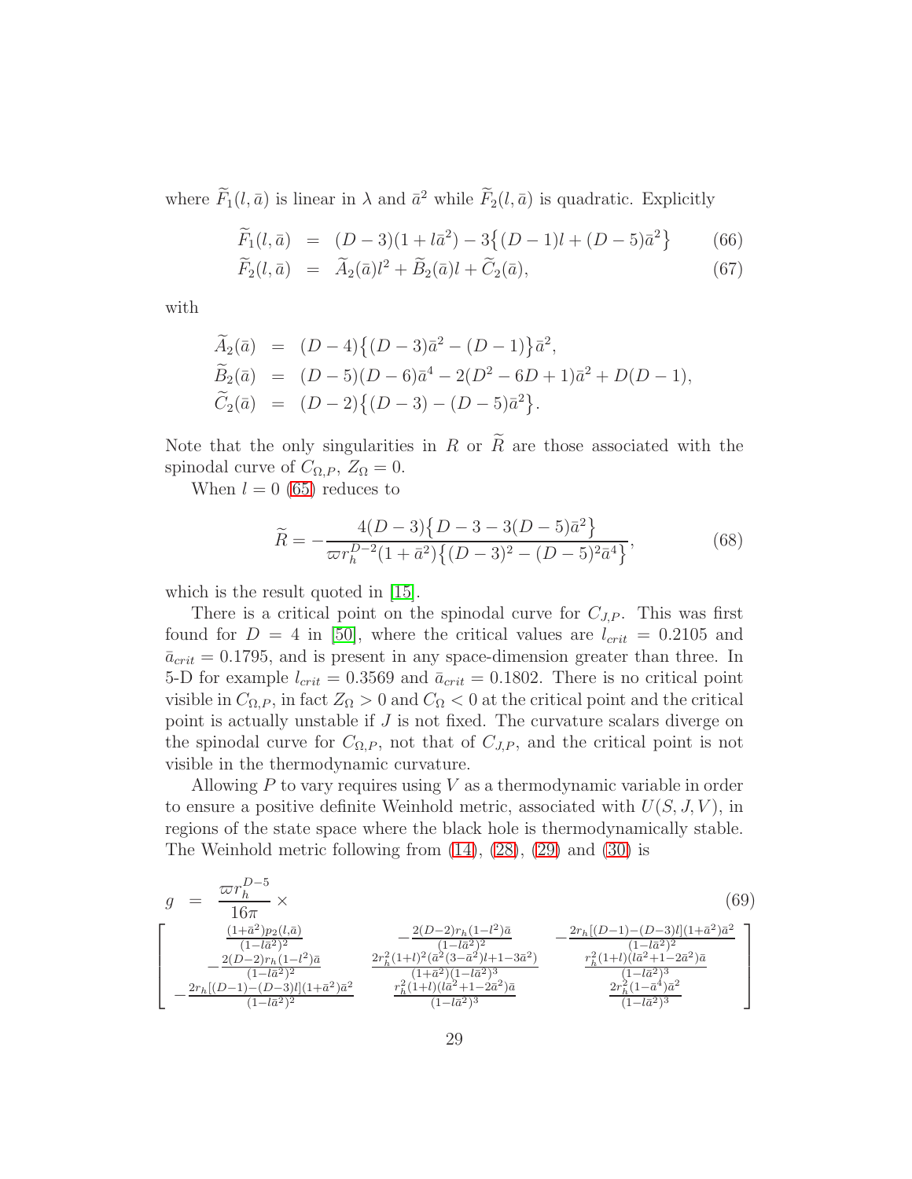where $\widetilde{F}_1(l,\bar{a})$ is linear in $\lambda$ and $\bar{a}^2$ while $\widetilde{F}_2(l,\bar{a})$ is quadratic. Explicitly

$$\widetilde{F}_1(l,\bar{a}) \;=\; (D-3)(1+l\bar{a}^2) - 3\big\{(D-1)l + (D-5)\bar{a}^2\big\} \tag{66}$$

$$\widetilde{F}_2(l,\bar{a}) \;=\; \widetilde{A}_2(\bar{a})l^2 + \widetilde{B}_2(\bar{a})l + \widetilde{C}_2(\bar{a}), \tag{67}$$

with

$$\begin{aligned}
\widetilde{A}_2(\bar{a}) &= (D-4)\big\{(D-3)\bar{a}^2 - (D-1)\big\}\bar{a}^2,\\
\widetilde{B}_2(\bar{a}) &= (D-5)(D-6)\bar{a}^4 - 2(D^2-6D+1)\bar{a}^2 + D(D-1),\\
\widetilde{C}_2(\bar{a}) &= (D-2)\big\{(D-3) - (D-5)\bar{a}^2\big\}.
\end{aligned}$$

Note that the only singularities in $R$ or $\widetilde{R}$ are those associated with the spinodal curve of $C_{\Omega,P}$, $Z_\Omega = 0$.

When $l=0$ (65) reduces to

$$\widetilde{R} = -\frac{4(D-3)\big\{D-3-3(D-5)\bar{a}^2\big\}}{\varpi r_h^{D-2}(1+\bar{a}^2)\big\{(D-3)^2-(D-5)^2\bar{a}^4\big\}}, \tag{68}$$

which is the result quoted in [15].

There is a critical point on the spinodal curve for $C_{J,P}$. This was first found for $D=4$ in [50], where the critical values are $l_{crit}=0.2105$ and $\bar{a}_{crit}=0.1795$, and is present in any space-dimension greater than three. In 5-D for example $l_{crit}=0.3569$ and $\bar{a}_{crit}=0.1802$. There is no critical point visible in $C_{\Omega,P}$, in fact $Z_\Omega>0$ and $C_\Omega<0$ at the critical point and the critical point is actually unstable if $J$ is not fixed. The curvature scalars diverge on the spinodal curve for $C_{\Omega,P}$, not that of $C_{J,P}$, and the critical point is not visible in the thermodynamic curvature.

Allowing $P$ to vary requires using $V$ as a thermodynamic variable in order to ensure a positive definite Weinhold metric, associated with $U(S,J,V)$, in regions of the state space where the black hole is thermodynamically stable. The Weinhold metric following from (14), (28), (29) and (30) is

$$g \;=\; \frac{\varpi r_h^{D-5}}{16\pi}\times \tag{69}$$

$$\begin{bmatrix}
\frac{(1+\bar{a}^2)p_2(l,\bar{a})}{(1-l\bar{a}^2)^2} & -\frac{2(D-2)r_h(1-l^2)\bar{a}}{(1-l\bar{a}^2)^2} & -\frac{2r_h[(D-1)-(D-3)l](1+\bar{a}^2)\bar{a}^2}{(1-l\bar{a}^2)^2}\\
-\frac{2(D-2)r_h(1-l^2)\bar{a}}{(1-l\bar{a}^2)^2} & \frac{2r_h^2(1+l)^2(\bar{a}^2(3-\bar{a}^2)l+1-3\bar{a}^2)}{(1+\bar{a}^2)(1-l\bar{a}^2)^3} & \frac{r_h^2(1+l)(l\bar{a}^2+1-2\bar{a}^2)\bar{a}}{(1-l\bar{a}^2)^3}\\
-\frac{2r_h[(D-1)-(D-3)l](1+\bar{a}^2)\bar{a}^2}{(1-l\bar{a}^2)^2} & \frac{r_h^2(1+l)(l\bar{a}^2+1-2\bar{a}^2)\bar{a}}{(1-l\bar{a}^2)^3} & \frac{2r_h^2(1-\bar{a}^4)\bar{a}^2}{(1-l\bar{a}^2)^3}
\end{bmatrix}$$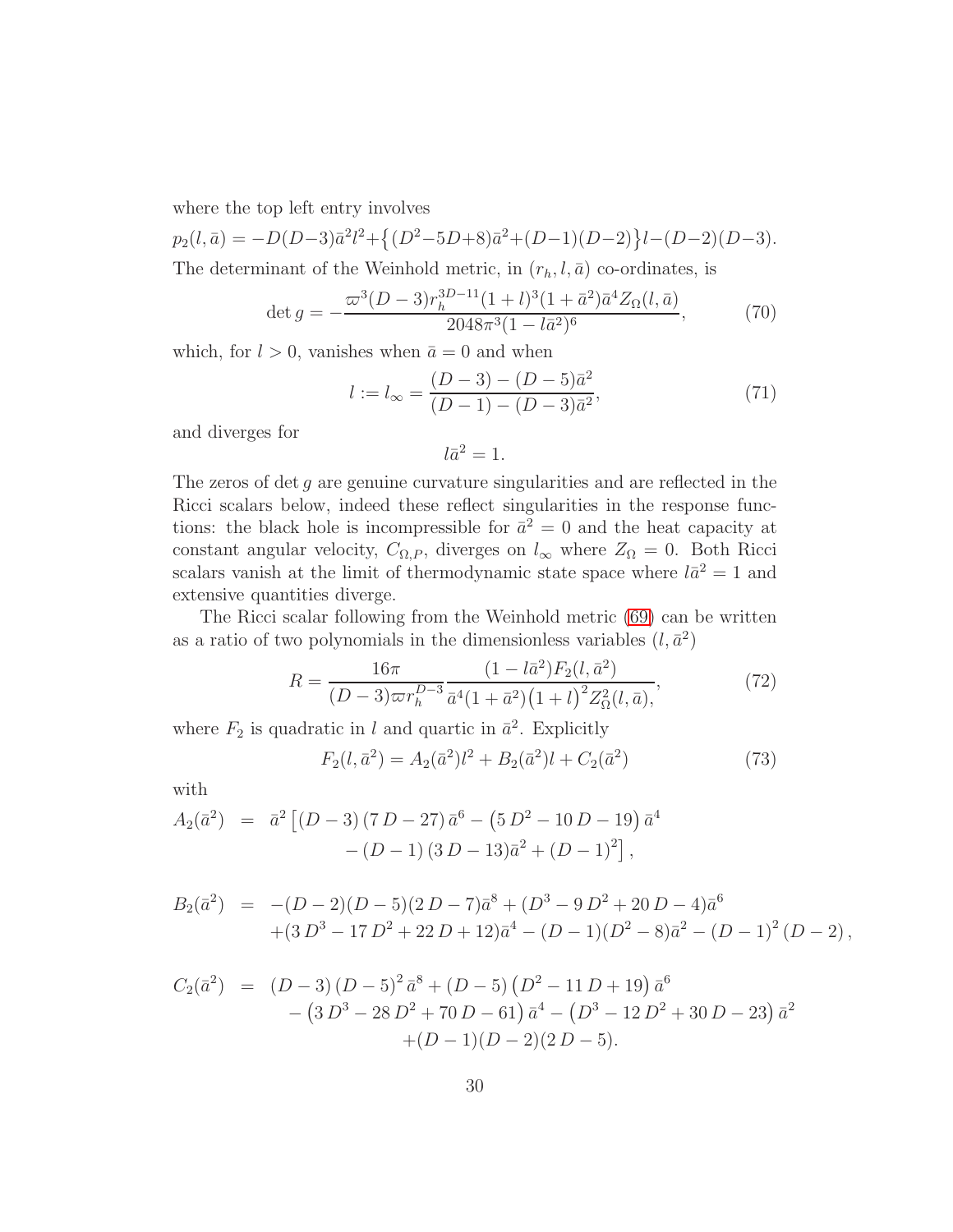where the top left entry involves

$p_2(l,\bar{a}) = -D(D-3)\bar{a}^2 l^2 + \left\{(D^2-5D+8)\bar{a}^2 + (D-1)(D-2)\right\} l - (D-2)(D-3).$

The determinant of the Weinhold metric, in $(r_h, l, \bar{a})$ co-ordinates, is

$$\det g = -\frac{\varpi^3 (D-3) r_h^{3D-11}(1+l)^3(1+\bar{a}^2)\bar{a}^4 Z_\Omega(l,\bar{a})}{2048\pi^3(1-l\bar{a}^2)^6}, \tag{70}$$

which, for $l > 0$, vanishes when $\bar{a} = 0$ and when

$$l := l_\infty = \frac{(D-3)-(D-5)\bar{a}^2}{(D-1)-(D-3)\bar{a}^2}, \tag{71}$$

and diverges for

$$l\bar{a}^2 = 1.$$

The zeros of $\det g$ are genuine curvature singularities and are reflected in the Ricci scalars below, indeed these reflect singularities in the response functions: the black hole is incompressible for $\bar{a}^2 = 0$ and the heat capacity at constant angular velocity, $C_{\Omega,P}$, diverges on $l_\infty$ where $Z_\Omega = 0$. Both Ricci scalars vanish at the limit of thermodynamic state space where $l\bar{a}^2 = 1$ and extensive quantities diverge.

The Ricci scalar following from the Weinhold metric (69) can be written as a ratio of two polynomials in the dimensionless variables $(l, \bar{a}^2)$

$$R = \frac{16\pi}{(D-3)\varpi r_h^{D-3}} \frac{(1-l\bar{a}^2)F_2(l,\bar{a}^2)}{\bar{a}^4(1+\bar{a}^2)\big(1+l\big)^2 Z_\Omega^2(l,\bar{a}),}, \tag{72}$$

where $F_2$ is quadratic in $l$ and quartic in $\bar{a}^2$. Explicitly

$$F_2(l,\bar{a}^2) = A_2(\bar{a}^2)l^2 + B_2(\bar{a}^2)l + C_2(\bar{a}^2) \tag{73}$$

with

$$\begin{aligned} A_2(\bar{a}^2) &= \bar{a}^2 \big[ (D-3)(7D-27)\bar{a}^6 - \left(5D^2 - 10D - 19\right)\bar{a}^4 \\ &\quad - (D-1)(3D-13)\bar{a}^2 + (D-1)^2 \big], \end{aligned}$$

$$\begin{aligned} B_2(\bar{a}^2) &= -(D-2)(D-5)(2D-7)\bar{a}^8 + (D^3 - 9D^2 + 20D - 4)\bar{a}^6 \\ &\quad + (3D^3 - 17D^2 + 22D + 12)\bar{a}^4 - (D-1)(D^2-8)\bar{a}^2 - (D-1)^2(D-2), \end{aligned}$$

$$\begin{aligned} C_2(\bar{a}^2) &= (D-3)(D-5)^2\bar{a}^8 + (D-5)\left(D^2 - 11D + 19\right)\bar{a}^6 \\ &\quad - \left(3D^3 - 28D^2 + 70D - 61\right)\bar{a}^4 - \left(D^3 - 12D^2 + 30D - 23\right)\bar{a}^2 \\ &\quad + (D-1)(D-2)(2D-5). \end{aligned}$$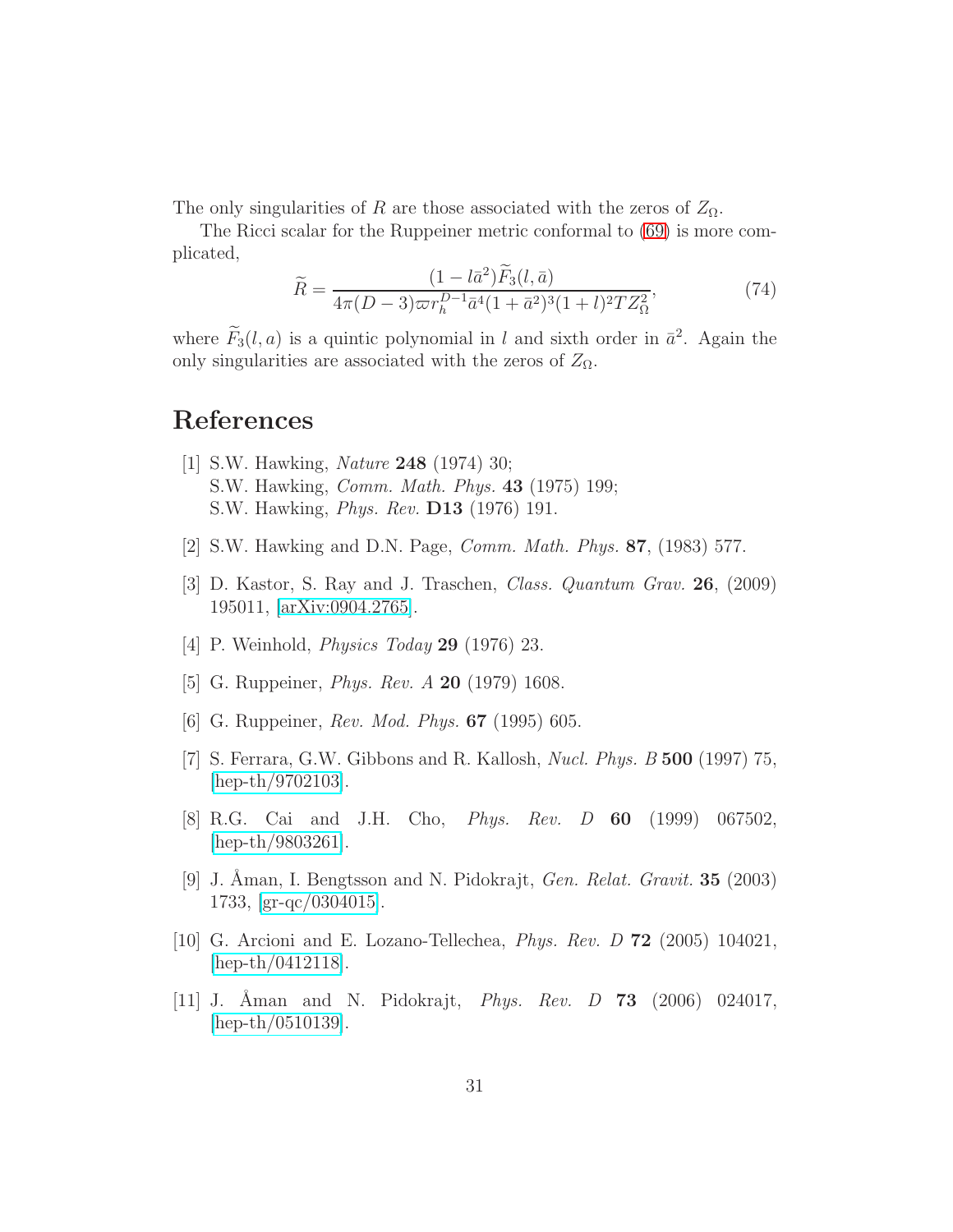The only singularities of $R$ are those associated with the zeros of $Z_\Omega$.

The Ricci scalar for the Ruppeiner metric conformal to (69) is more complicated,

$$\widetilde{R} = \frac{(1-l\bar{a}^2)\widetilde{F}_3(l,\bar{a})}{4\pi(D-3)\varpi r_h^{D-1}\bar{a}^4(1+\bar{a}^2)^3(1+l)^2 T Z_\Omega^2}, \tag{74}$$

where $\widetilde{F}_3(l,a)$ is a quintic polynomial in $l$ and sixth order in $\bar{a}^2$. Again the only singularities are associated with the zeros of $Z_\Omega$.

# References

[1] S.W. Hawking, *Nature* **248** (1974) 30;
S.W. Hawking, *Comm. Math. Phys.* **43** (1975) 199;
S.W. Hawking, *Phys. Rev.* **D13** (1976) 191.

[2] S.W. Hawking and D.N. Page, *Comm. Math. Phys.* **87**, (1983) 577.

[3] D. Kastor, S. Ray and J. Traschen, *Class. Quantum Grav.* **26**, (2009) 195011, [arXiv:0904.2765].

[4] P. Weinhold, *Physics Today* **29** (1976) 23.

[5] G. Ruppeiner, *Phys. Rev. A* **20** (1979) 1608.

[6] G. Ruppeiner, *Rev. Mod. Phys.* **67** (1995) 605.

[7] S. Ferrara, G.W. Gibbons and R. Kallosh, *Nucl. Phys. B* **500** (1997) 75, [hep-th/9702103].

[8] R.G. Cai and J.H. Cho, *Phys. Rev. D* **60** (1999) 067502, [hep-th/9803261].

[9] J. Åman, I. Bengtsson and N. Pidokrajt, *Gen. Relat. Gravit.* **35** (2003) 1733, [gr-qc/0304015].

[10] G. Arcioni and E. Lozano-Tellechea, *Phys. Rev. D* **72** (2005) 104021, [hep-th/0412118].

[11] J. Åman and N. Pidokrajt, *Phys. Rev. D* **73** (2006) 024017, [hep-th/0510139].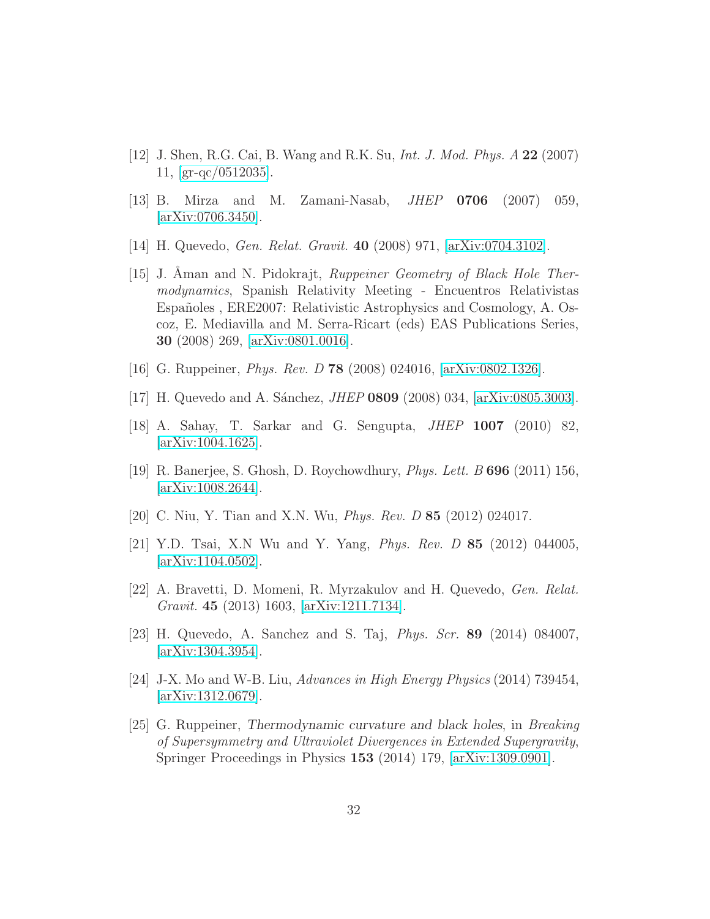[12] J. Shen, R.G. Cai, B. Wang and R.K. Su, *Int. J. Mod. Phys. A* **22** (2007) 11, [gr-qc/0512035].

[13] B. Mirza and M. Zamani-Nasab, *JHEP* **0706** (2007) 059, [arXiv:0706.3450].

[14] H. Quevedo, *Gen. Relat. Gravit.* **40** (2008) 971, [arXiv:0704.3102].

[15] J. Åman and N. Pidokrajt, *Ruppeiner Geometry of Black Hole Thermodynamics*, Spanish Relativity Meeting - Encuentros Relativistas Españoles , ERE2007: Relativistic Astrophysics and Cosmology, A. Oscoz, E. Mediavilla and M. Serra-Ricart (eds) EAS Publications Series, **30** (2008) 269, [arXiv:0801.0016].

[16] G. Ruppeiner, *Phys. Rev. D* **78** (2008) 024016, [arXiv:0802.1326].

[17] H. Quevedo and A. Sánchez, *JHEP* **0809** (2008) 034, [arXiv:0805.3003].

[18] A. Sahay, T. Sarkar and G. Sengupta, *JHEP* **1007** (2010) 82, [arXiv:1004.1625].

[19] R. Banerjee, S. Ghosh, D. Roychowdhury, *Phys. Lett. B* **696** (2011) 156, [arXiv:1008.2644].

[20] C. Niu, Y. Tian and X.N. Wu, *Phys. Rev. D* **85** (2012) 024017.

[21] Y.D. Tsai, X.N Wu and Y. Yang, *Phys. Rev. D* **85** (2012) 044005, [arXiv:1104.0502].

[22] A. Bravetti, D. Momeni, R. Myrzakulov and H. Quevedo, *Gen. Relat. Gravit.* **45** (2013) 1603, [arXiv:1211.7134].

[23] H. Quevedo, A. Sanchez and S. Taj, *Phys. Scr.* **89** (2014) 084007, [arXiv:1304.3954].

[24] J-X. Mo and W-B. Liu, *Advances in High Energy Physics* (2014) 739454, [arXiv:1312.0679].

[25] G. Ruppeiner, *Thermodynamic curvature and black holes*, in *Breaking of Supersymmetry and Ultraviolet Divergences in Extended Supergravity*, Springer Proceedings in Physics **153** (2014) 179, [arXiv:1309.0901].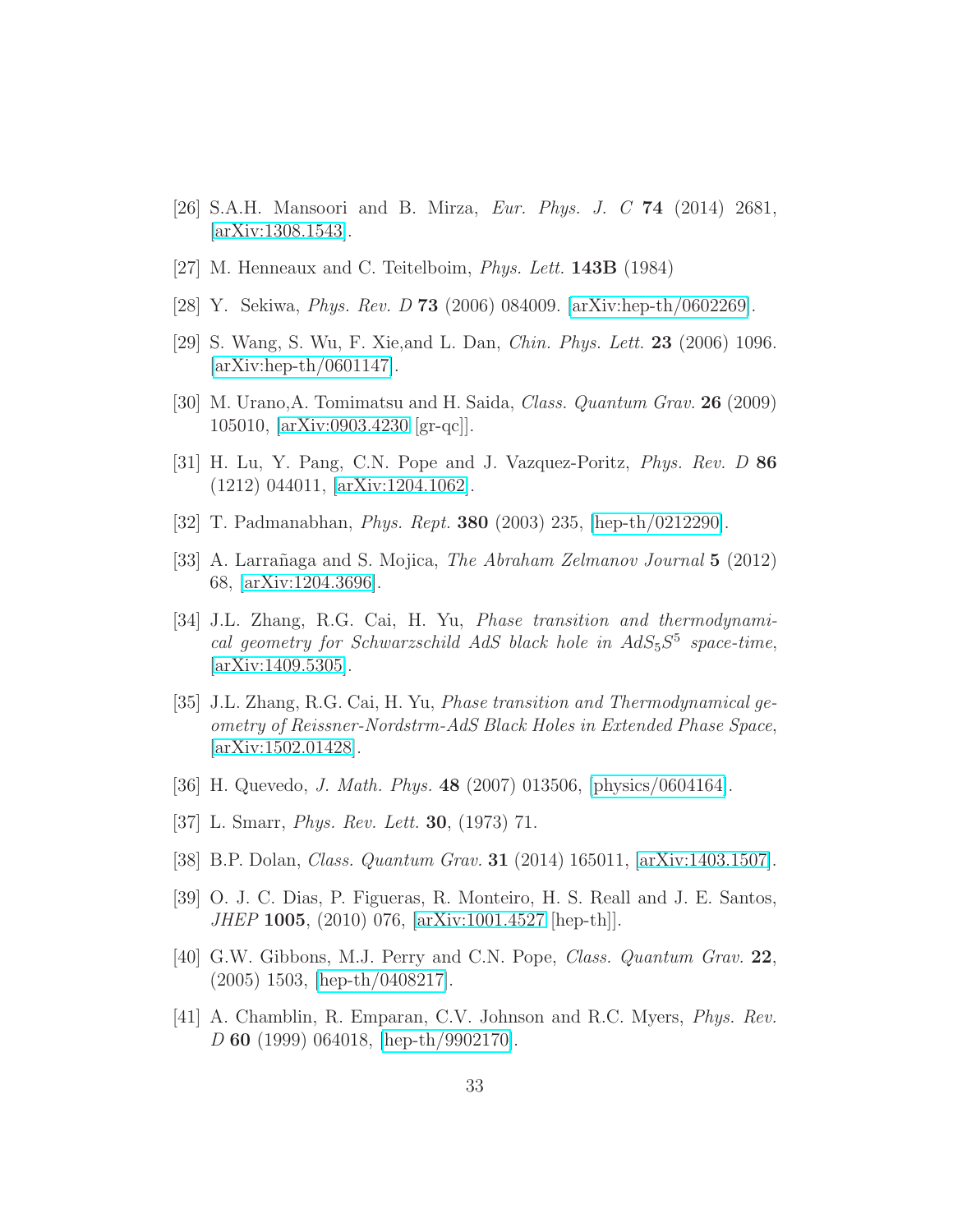[26] S.A.H. Mansoori and B. Mirza, *Eur. Phys. J. C* **74** (2014) 2681, [arXiv:1308.1543].

[27] M. Henneaux and C. Teitelboim, *Phys. Lett.* **143B** (1984)

[28] Y. Sekiwa, *Phys. Rev. D* **73** (2006) 084009. [arXiv:hep-th/0602269].

[29] S. Wang, S. Wu, F. Xie,and L. Dan, *Chin. Phys. Lett.* **23** (2006) 1096. [arXiv:hep-th/0601147].

[30] M. Urano,A. Tomimatsu and H. Saida, *Class. Quantum Grav.* **26** (2009) 105010, [arXiv:0903.4230 [gr-qc]].

[31] H. Lu, Y. Pang, C.N. Pope and J. Vazquez-Poritz, *Phys. Rev. D* **86** (1212) 044011, [arXiv:1204.1062].

[32] T. Padmanabhan, *Phys. Rept.* **380** (2003) 235, [hep-th/0212290].

[33] A. Larrañaga and S. Mojica, *The Abraham Zelmanov Journal* **5** (2012) 68, [arXiv:1204.3696].

[34] J.L. Zhang, R.G. Cai, H. Yu, *Phase transition and thermodynamical geometry for Schwarzschild AdS black hole in $AdS_5S^5$ space-time*, [arXiv:1409.5305].

[35] J.L. Zhang, R.G. Cai, H. Yu, *Phase transition and Thermodynamical geometry of Reissner-Nordstrm-AdS Black Holes in Extended Phase Space*, [arXiv:1502.01428].

[36] H. Quevedo, *J. Math. Phys.* **48** (2007) 013506, [physics/0604164].

[37] L. Smarr, *Phys. Rev. Lett.* **30**, (1973) 71.

[38] B.P. Dolan, *Class. Quantum Grav.* **31** (2014) 165011, [arXiv:1403.1507].

[39] O. J. C. Dias, P. Figueras, R. Monteiro, H. S. Reall and J. E. Santos, *JHEP* **1005**, (2010) 076, [arXiv:1001.4527 [hep-th]].

[40] G.W. Gibbons, M.J. Perry and C.N. Pope, *Class. Quantum Grav.* **22**, (2005) 1503, [hep-th/0408217].

[41] A. Chamblin, R. Emparan, C.V. Johnson and R.C. Myers, *Phys. Rev. D* **60** (1999) 064018, [hep-th/9902170].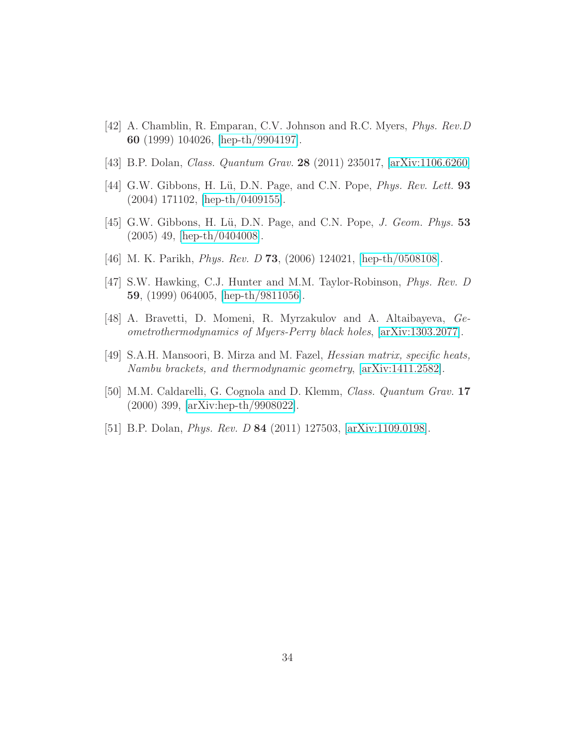[42] A. Chamblin, R. Emparan, C.V. Johnson and R.C. Myers, *Phys. Rev.D* **60** (1999) 104026, [hep-th/9904197].

[43] B.P. Dolan, *Class. Quantum Grav.* **28** (2011) 235017, [arXiv:1106.6260]

[44] G.W. Gibbons, H. Lü, D.N. Page, and C.N. Pope, *Phys. Rev. Lett.* **93** (2004) 171102, [hep-th/0409155].

[45] G.W. Gibbons, H. Lü, D.N. Page, and C.N. Pope, *J. Geom. Phys.* **53** (2005) 49, [hep-th/0404008].

[46] M. K. Parikh, *Phys. Rev. D* **73**, (2006) 124021, [hep-th/0508108].

[47] S.W. Hawking, C.J. Hunter and M.M. Taylor-Robinson, *Phys. Rev. D* **59**, (1999) 064005, [hep-th/9811056].

[48] A. Bravetti, D. Momeni, R. Myrzakulov and A. Altaibayeva, *Geometrothermodynamics of Myers-Perry black holes*, [arXiv:1303.2077].

[49] S.A.H. Mansoori, B. Mirza and M. Fazel, *Hessian matrix, specific heats, Nambu brackets, and thermodynamic geometry*, [arXiv:1411.2582].

[50] M.M. Caldarelli, G. Cognola and D. Klemm, *Class. Quantum Grav.* **17** (2000) 399, [arXiv:hep-th/9908022].

[51] B.P. Dolan, *Phys. Rev. D* **84** (2011) 127503, [arXiv:1109.0198].